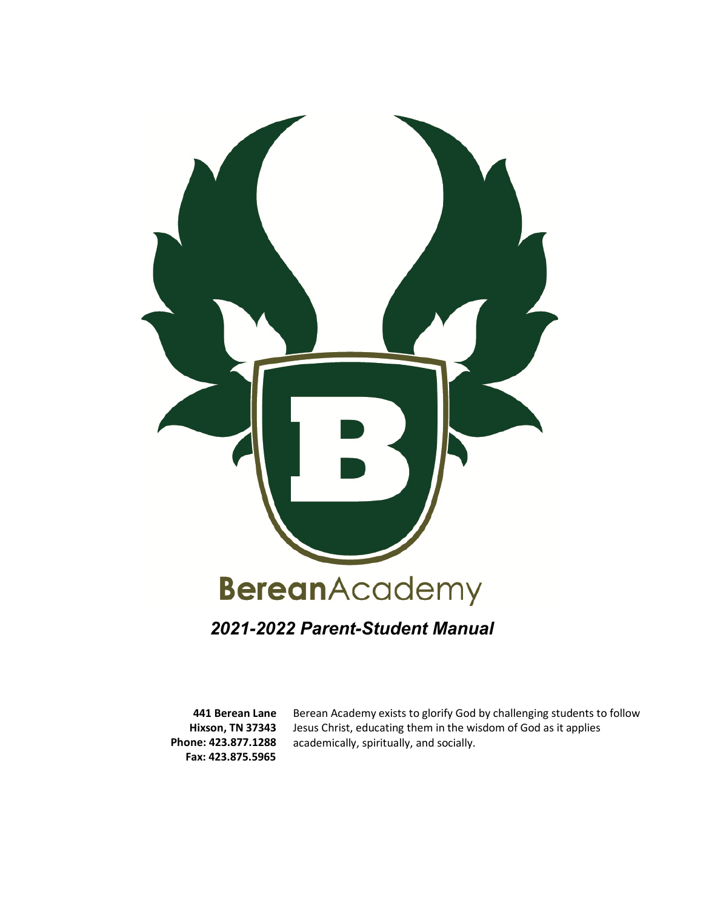# BereanAcademy

## *2021-2022 Parent-Student Manual*

**441 Berean Lane**
**Hixson, TN 37343**
**Phone: 423.877.1288**
**Fax: 423.875.5965**

Berean Academy exists to glorify God by challenging students to follow Jesus Christ, educating them in the wisdom of God as it applies academically, spiritually, and socially.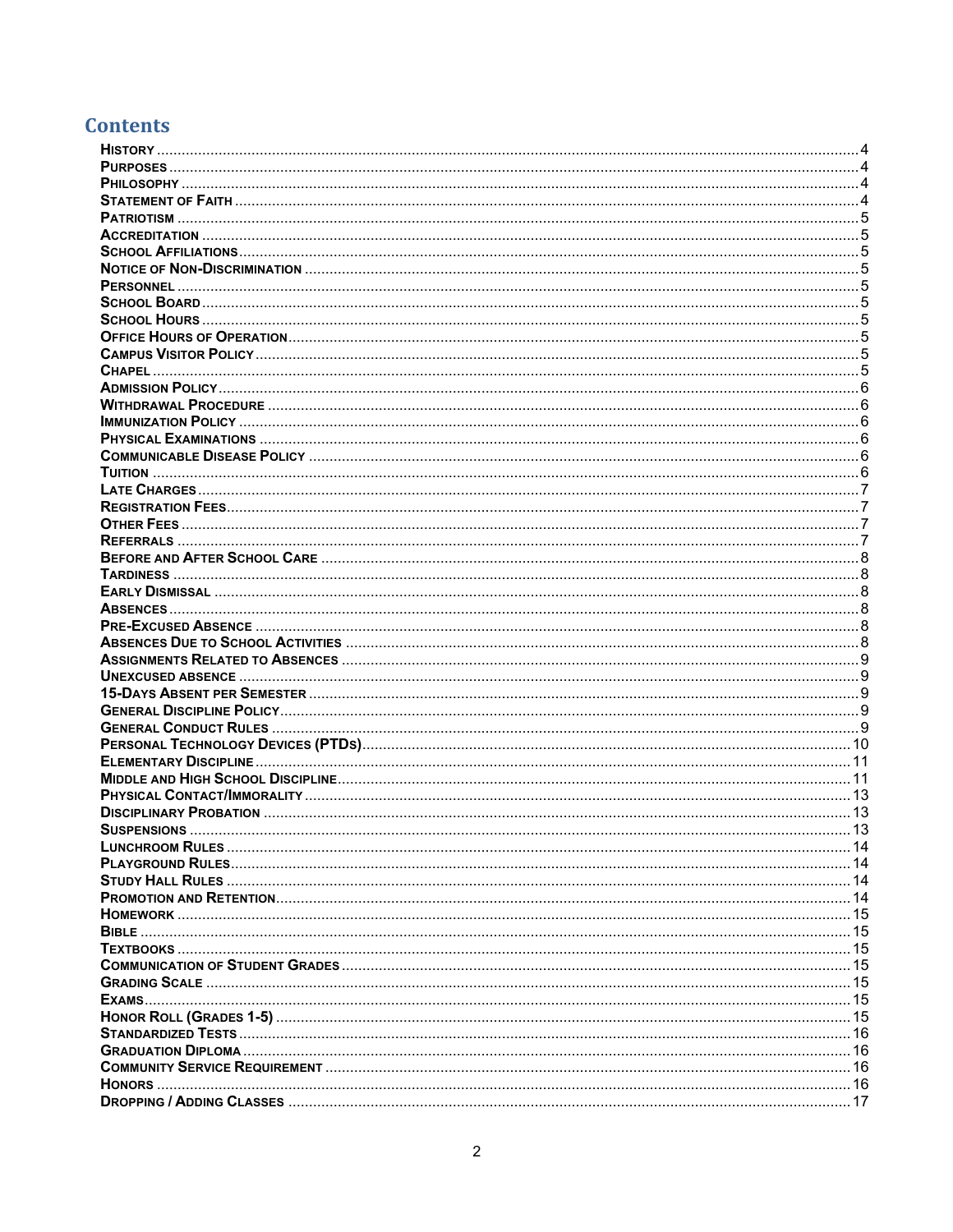## Contents

| | |
|---|---|
| History | 4 |
| Purposes | 4 |
| Philosophy | 4 |
| Statement of Faith | 4 |
| Patriotism | 5 |
| Accreditation | 5 |
| School Affiliations | 5 |
| Notice of Non-Discrimination | 5 |
| Personnel | 5 |
| School Board | 5 |
| School Hours | 5 |
| Office Hours of Operation | 5 |
| Campus Visitor Policy | 5 |
| Chapel | 5 |
| Admission Policy | 6 |
| Withdrawal Procedure | 6 |
| Immunization Policy | 6 |
| Physical Examinations | 6 |
| Communicable Disease Policy | 6 |
| Tuition | 6 |
| Late Charges | 7 |
| Registration Fees | 7 |
| Other Fees | 7 |
| Referrals | 7 |
| Before and After School Care | 8 |
| Tardiness | 8 |
| Early Dismissal | 8 |
| Absences | 8 |
| Pre-Excused Absence | 8 |
| Absences Due to School Activities | 8 |
| Assignments Related to Absences | 9 |
| Unexcused absence | 9 |
| 15-Days Absent per Semester | 9 |
| General Discipline Policy | 9 |
| General Conduct Rules | 9 |
| Personal Technology Devices (PTDs) | 10 |
| Elementary Discipline | 11 |
| Middle and High School Discipline | 11 |
| Physical Contact/Immorality | 13 |
| Disciplinary Probation | 13 |
| Suspensions | 13 |
| Lunchroom Rules | 14 |
| Playground Rules | 14 |
| Study Hall Rules | 14 |
| Promotion and Retention | 14 |
| Homework | 15 |
| Bible | 15 |
| Textbooks | 15 |
| Communication of Student Grades | 15 |
| Grading Scale | 15 |
| Exams | 15 |
| Honor Roll (Grades 1-5) | 15 |
| Standardized Tests | 16 |
| Graduation Diploma | 16 |
| Community Service Requirement | 16 |
| Honors | 16 |
| Dropping / Adding Classes | 17 |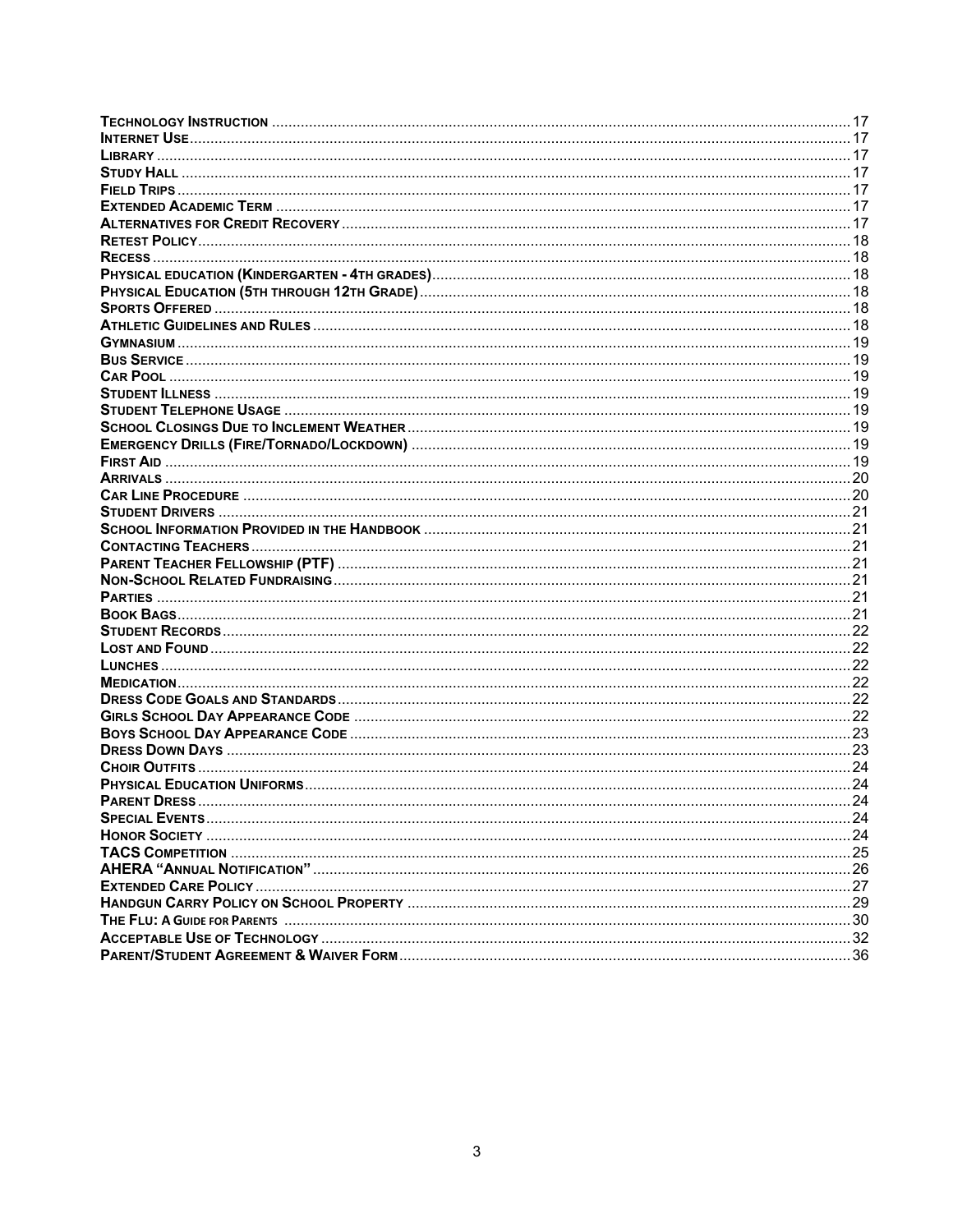Technology Instruction ..... 17
Internet Use ..... 17
Library ..... 17
Study Hall ..... 17
Field Trips ..... 17
Extended Academic Term ..... 17
Alternatives for Credit Recovery ..... 17
Retest Policy ..... 18
Recess ..... 18
Physical education (Kindergarten - 4th grades) ..... 18
Physical Education (5th through 12th Grade) ..... 18
Sports Offered ..... 18
Athletic Guidelines and Rules ..... 18
Gymnasium ..... 19
Bus Service ..... 19
Car Pool ..... 19
Student Illness ..... 19
Student Telephone Usage ..... 19
School Closings Due to Inclement Weather ..... 19
Emergency Drills (Fire/Tornado/Lockdown) ..... 19
First Aid ..... 19
Arrivals ..... 20
Car Line Procedure ..... 20
Student Drivers ..... 21
School Information Provided in the Handbook ..... 21
Contacting Teachers ..... 21
Parent Teacher Fellowship (PTF) ..... 21
Non-School Related Fundraising ..... 21
Parties ..... 21
Book Bags ..... 21
Student Records ..... 22
Lost and Found ..... 22
Lunches ..... 22
Medication ..... 22
Dress Code Goals and Standards ..... 22
Girls School Day Appearance Code ..... 22
Boys School Day Appearance Code ..... 23
Dress Down Days ..... 23
Choir Outfits ..... 24
Physical Education Uniforms ..... 24
Parent Dress ..... 24
Special Events ..... 24
Honor Society ..... 24
TACS Competition ..... 25
AHERA "Annual Notification" ..... 26
Extended Care Policy ..... 27
Handgun Carry Policy on School Property ..... 29
The Flu: A Guide for Parents ..... 30
Acceptable Use of Technology ..... 32
Parent/Student Agreement & Waiver Form ..... 36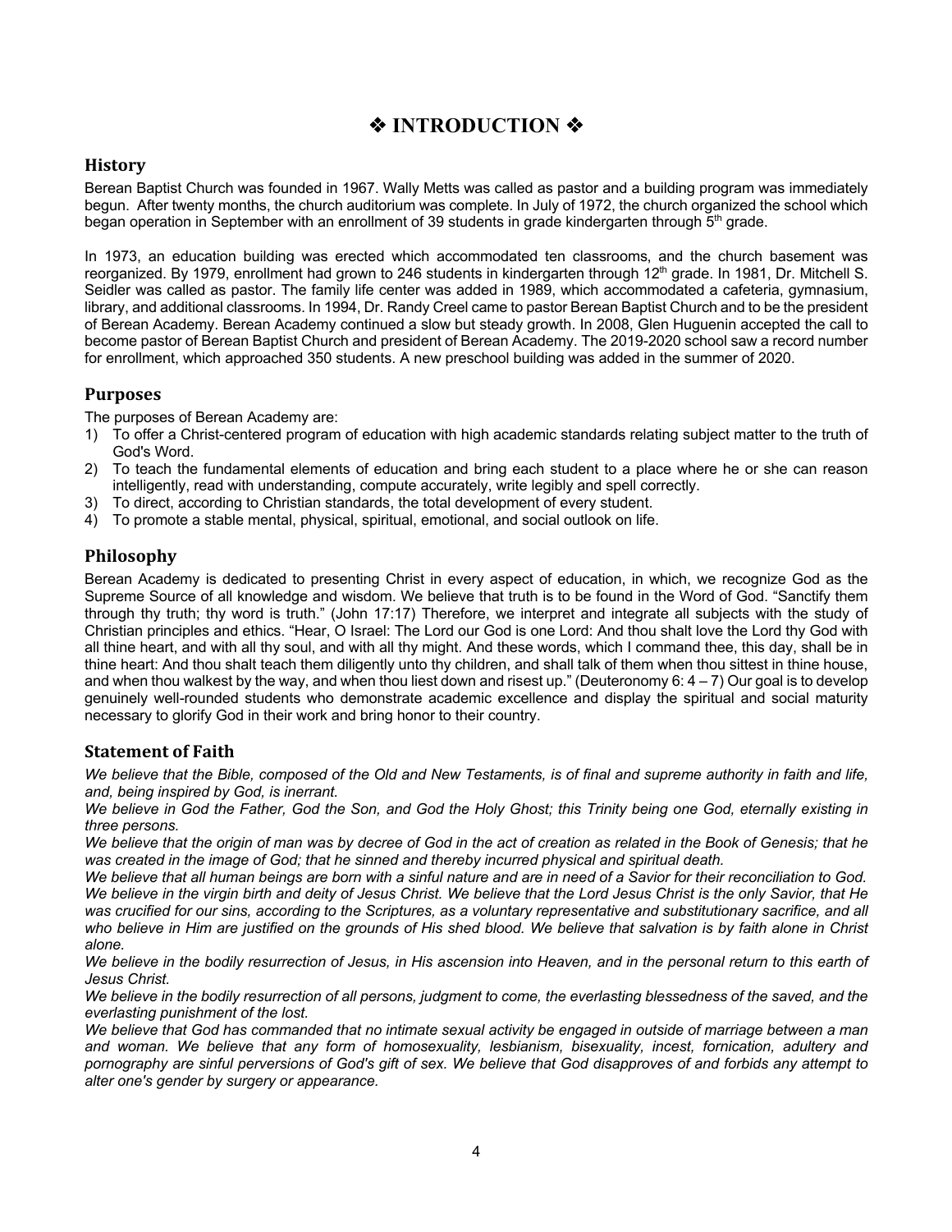# ❖ INTRODUCTION ❖

## History

Berean Baptist Church was founded in 1967. Wally Metts was called as pastor and a building program was immediately begun. After twenty months, the church auditorium was complete. In July of 1972, the church organized the school which began operation in September with an enrollment of 39 students in grade kindergarten through 5th grade.

In 1973, an education building was erected which accommodated ten classrooms, and the church basement was reorganized. By 1979, enrollment had grown to 246 students in kindergarten through 12th grade. In 1981, Dr. Mitchell S. Seidler was called as pastor. The family life center was added in 1989, which accommodated a cafeteria, gymnasium, library, and additional classrooms. In 1994, Dr. Randy Creel came to pastor Berean Baptist Church and to be the president of Berean Academy. Berean Academy continued a slow but steady growth. In 2008, Glen Huguenin accepted the call to become pastor of Berean Baptist Church and president of Berean Academy. The 2019-2020 school saw a record number for enrollment, which approached 350 students. A new preschool building was added in the summer of 2020.

## Purposes

The purposes of Berean Academy are:

1) To offer a Christ-centered program of education with high academic standards relating subject matter to the truth of God's Word.
2) To teach the fundamental elements of education and bring each student to a place where he or she can reason intelligently, read with understanding, compute accurately, write legibly and spell correctly.
3) To direct, according to Christian standards, the total development of every student.
4) To promote a stable mental, physical, spiritual, emotional, and social outlook on life.

## Philosophy

Berean Academy is dedicated to presenting Christ in every aspect of education, in which, we recognize God as the Supreme Source of all knowledge and wisdom. We believe that truth is to be found in the Word of God. "Sanctify them through thy truth; thy word is truth." (John 17:17) Therefore, we interpret and integrate all subjects with the study of Christian principles and ethics. "Hear, O Israel: The Lord our God is one Lord: And thou shalt love the Lord thy God with all thine heart, and with all thy soul, and with all thy might. And these words, which I command thee, this day, shall be in thine heart: And thou shalt teach them diligently unto thy children, and shall talk of them when thou sittest in thine house, and when thou walkest by the way, and when thou liest down and risest up." (Deuteronomy 6: 4 – 7) Our goal is to develop genuinely well-rounded students who demonstrate academic excellence and display the spiritual and social maturity necessary to glorify God in their work and bring honor to their country.

## Statement of Faith

*We believe that the Bible, composed of the Old and New Testaments, is of final and supreme authority in faith and life, and, being inspired by God, is inerrant.*

*We believe in God the Father, God the Son, and God the Holy Ghost; this Trinity being one God, eternally existing in three persons.*

*We believe that the origin of man was by decree of God in the act of creation as related in the Book of Genesis; that he was created in the image of God; that he sinned and thereby incurred physical and spiritual death.*

*We believe that all human beings are born with a sinful nature and are in need of a Savior for their reconciliation to God. We believe in the virgin birth and deity of Jesus Christ. We believe that the Lord Jesus Christ is the only Savior, that He was crucified for our sins, according to the Scriptures, as a voluntary representative and substitutionary sacrifice, and all who believe in Him are justified on the grounds of His shed blood. We believe that salvation is by faith alone in Christ alone.*

*We believe in the bodily resurrection of Jesus, in His ascension into Heaven, and in the personal return to this earth of Jesus Christ.*

*We believe in the bodily resurrection of all persons, judgment to come, the everlasting blessedness of the saved, and the everlasting punishment of the lost.*

*We believe that God has commanded that no intimate sexual activity be engaged in outside of marriage between a man and woman. We believe that any form of homosexuality, lesbianism, bisexuality, incest, fornication, adultery and pornography are sinful perversions of God's gift of sex. We believe that God disapproves of and forbids any attempt to alter one's gender by surgery or appearance.*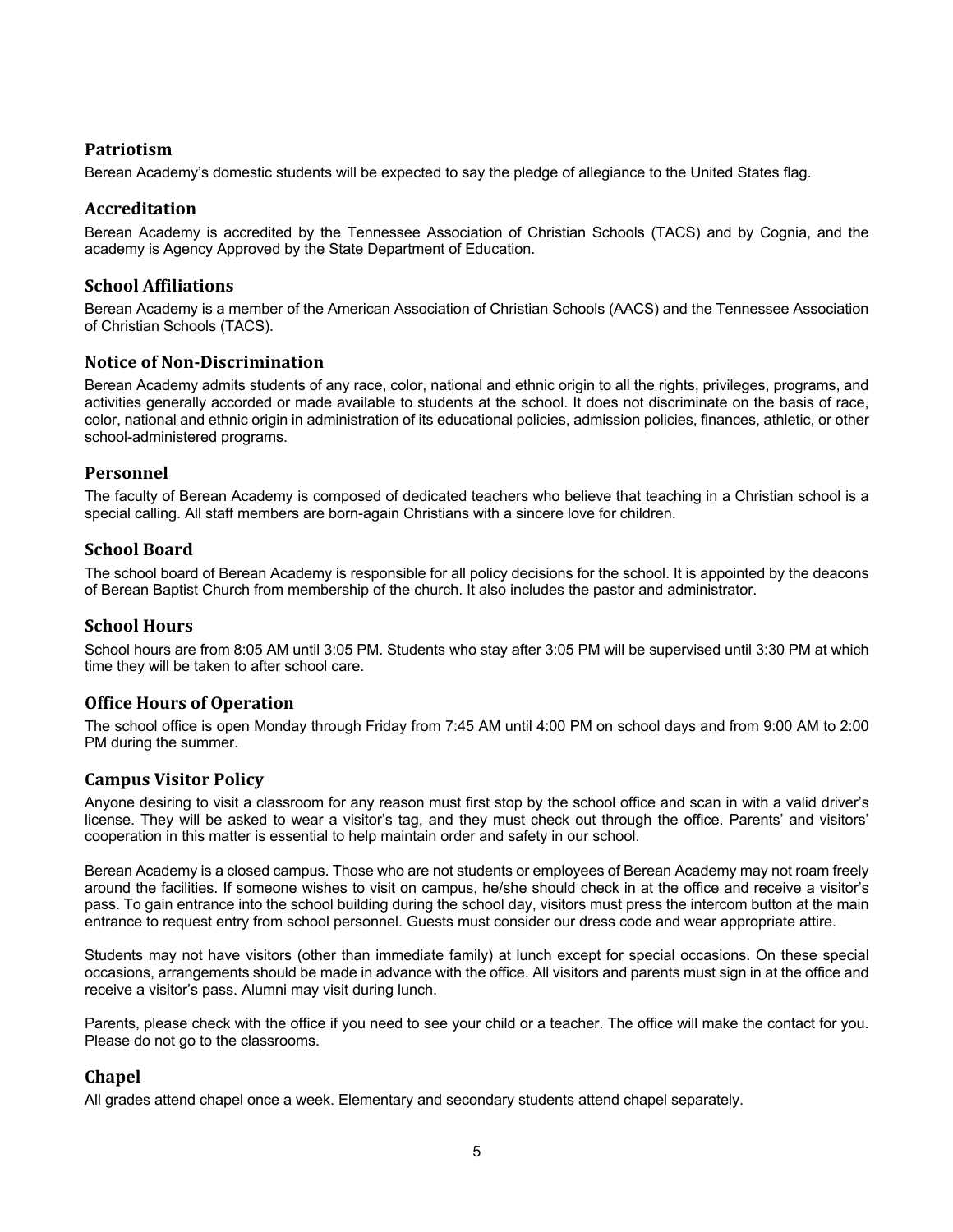## Patriotism

Berean Academy's domestic students will be expected to say the pledge of allegiance to the United States flag.

## Accreditation

Berean Academy is accredited by the Tennessee Association of Christian Schools (TACS) and by Cognia, and the academy is Agency Approved by the State Department of Education.

## School Affiliations

Berean Academy is a member of the American Association of Christian Schools (AACS) and the Tennessee Association of Christian Schools (TACS).

## Notice of Non-Discrimination

Berean Academy admits students of any race, color, national and ethnic origin to all the rights, privileges, programs, and activities generally accorded or made available to students at the school. It does not discriminate on the basis of race, color, national and ethnic origin in administration of its educational policies, admission policies, finances, athletic, or other school-administered programs.

## Personnel

The faculty of Berean Academy is composed of dedicated teachers who believe that teaching in a Christian school is a special calling. All staff members are born-again Christians with a sincere love for children.

## School Board

The school board of Berean Academy is responsible for all policy decisions for the school. It is appointed by the deacons of Berean Baptist Church from membership of the church. It also includes the pastor and administrator.

## School Hours

School hours are from 8:05 AM until 3:05 PM. Students who stay after 3:05 PM will be supervised until 3:30 PM at which time they will be taken to after school care.

## Office Hours of Operation

The school office is open Monday through Friday from 7:45 AM until 4:00 PM on school days and from 9:00 AM to 2:00 PM during the summer.

## Campus Visitor Policy

Anyone desiring to visit a classroom for any reason must first stop by the school office and scan in with a valid driver's license. They will be asked to wear a visitor's tag, and they must check out through the office. Parents' and visitors' cooperation in this matter is essential to help maintain order and safety in our school.

Berean Academy is a closed campus. Those who are not students or employees of Berean Academy may not roam freely around the facilities. If someone wishes to visit on campus, he/she should check in at the office and receive a visitor's pass. To gain entrance into the school building during the school day, visitors must press the intercom button at the main entrance to request entry from school personnel. Guests must consider our dress code and wear appropriate attire.

Students may not have visitors (other than immediate family) at lunch except for special occasions. On these special occasions, arrangements should be made in advance with the office. All visitors and parents must sign in at the office and receive a visitor's pass. Alumni may visit during lunch.

Parents, please check with the office if you need to see your child or a teacher. The office will make the contact for you. Please do not go to the classrooms.

## Chapel

All grades attend chapel once a week. Elementary and secondary students attend chapel separately.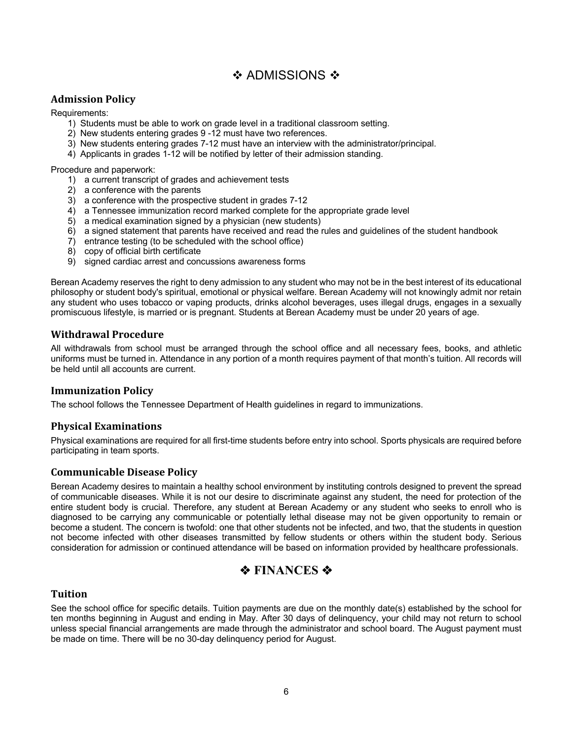# ❖ ADMISSIONS ❖

## Admission Policy

Requirements:

1) Students must be able to work on grade level in a traditional classroom setting.
2) New students entering grades 9 -12 must have two references.
3) New students entering grades 7-12 must have an interview with the administrator/principal.
4) Applicants in grades 1-12 will be notified by letter of their admission standing.

Procedure and paperwork:

1) a current transcript of grades and achievement tests
2) a conference with the parents
3) a conference with the prospective student in grades 7-12
4) a Tennessee immunization record marked complete for the appropriate grade level
5) a medical examination signed by a physician (new students)
6) a signed statement that parents have received and read the rules and guidelines of the student handbook
7) entrance testing (to be scheduled with the school office)
8) copy of official birth certificate
9) signed cardiac arrest and concussions awareness forms

Berean Academy reserves the right to deny admission to any student who may not be in the best interest of its educational philosophy or student body's spiritual, emotional or physical welfare. Berean Academy will not knowingly admit nor retain any student who uses tobacco or vaping products, drinks alcohol beverages, uses illegal drugs, engages in a sexually promiscuous lifestyle, is married or is pregnant. Students at Berean Academy must be under 20 years of age.

## Withdrawal Procedure

All withdrawals from school must be arranged through the school office and all necessary fees, books, and athletic uniforms must be turned in. Attendance in any portion of a month requires payment of that month's tuition. All records will be held until all accounts are current.

## Immunization Policy

The school follows the Tennessee Department of Health guidelines in regard to immunizations.

## Physical Examinations

Physical examinations are required for all first-time students before entry into school. Sports physicals are required before participating in team sports.

## Communicable Disease Policy

Berean Academy desires to maintain a healthy school environment by instituting controls designed to prevent the spread of communicable diseases. While it is not our desire to discriminate against any student, the need for protection of the entire student body is crucial. Therefore, any student at Berean Academy or any student who seeks to enroll who is diagnosed to be carrying any communicable or potentially lethal disease may not be given opportunity to remain or become a student. The concern is twofold: one that other students not be infected, and two, that the students in question not become infected with other diseases transmitted by fellow students or others within the student body. Serious consideration for admission or continued attendance will be based on information provided by healthcare professionals.

# ❖ FINANCES ❖

## Tuition

See the school office for specific details. Tuition payments are due on the monthly date(s) established by the school for ten months beginning in August and ending in May. After 30 days of delinquency, your child may not return to school unless special financial arrangements are made through the administrator and school board. The August payment must be made on time. There will be no 30-day delinquency period for August.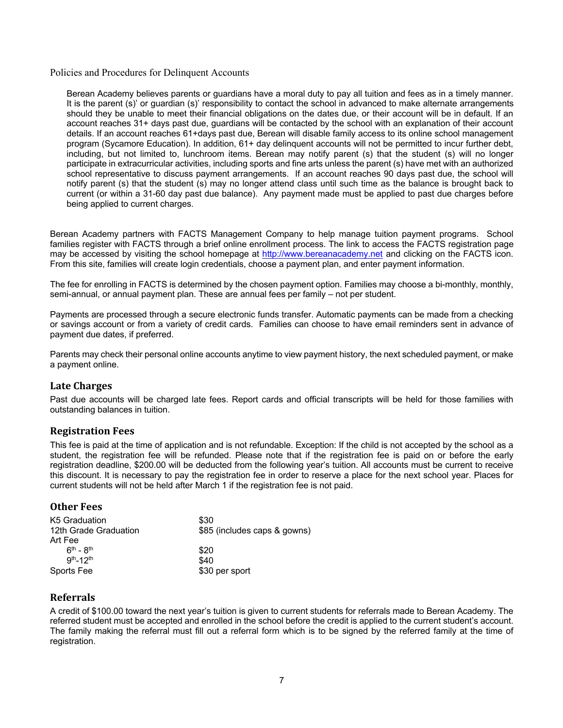Policies and Procedures for Delinquent Accounts

Berean Academy believes parents or guardians have a moral duty to pay all tuition and fees as in a timely manner. It is the parent (s)' or guardian (s)' responsibility to contact the school in advanced to make alternate arrangements should they be unable to meet their financial obligations on the dates due, or their account will be in default. If an account reaches 31+ days past due, guardians will be contacted by the school with an explanation of their account details. If an account reaches 61+days past due, Berean will disable family access to its online school management program (Sycamore Education). In addition, 61+ day delinquent accounts will not be permitted to incur further debt, including, but not limited to, lunchroom items. Berean may notify parent (s) that the student (s) will no longer participate in extracurricular activities, including sports and fine arts unless the parent (s) have met with an authorized school representative to discuss payment arrangements. If an account reaches 90 days past due, the school will notify parent (s) that the student (s) may no longer attend class until such time as the balance is brought back to current (or within a 31-60 day past due balance). Any payment made must be applied to past due charges before being applied to current charges.

Berean Academy partners with FACTS Management Company to help manage tuition payment programs. School families register with FACTS through a brief online enrollment process. The link to access the FACTS registration page may be accessed by visiting the school homepage at http://www.bereanacademy.net and clicking on the FACTS icon. From this site, families will create login credentials, choose a payment plan, and enter payment information.

The fee for enrolling in FACTS is determined by the chosen payment option. Families may choose a bi-monthly, monthly, semi-annual, or annual payment plan. These are annual fees per family – not per student.

Payments are processed through a secure electronic funds transfer. Automatic payments can be made from a checking or savings account or from a variety of credit cards. Families can choose to have email reminders sent in advance of payment due dates, if preferred.

Parents may check their personal online accounts anytime to view payment history, the next scheduled payment, or make a payment online.

## Late Charges

Past due accounts will be charged late fees. Report cards and official transcripts will be held for those families with outstanding balances in tuition.

## Registration Fees

This fee is paid at the time of application and is not refundable. Exception: If the child is not accepted by the school as a student, the registration fee will be refunded. Please note that if the registration fee is paid on or before the early registration deadline, $200.00 will be deducted from the following year's tuition. All accounts must be current to receive this discount. It is necessary to pay the registration fee in order to reserve a place for the next school year. Places for current students will not be held after March 1 if the registration fee is not paid.

## Other Fees

| | |
|---|---|
| K5 Graduation | $30 |
| 12th Grade Graduation | $85 (includes caps & gowns) |
| Art Fee | |
| 6th - 8th | $20 |
| 9th-12th | $40 |
| Sports Fee | $30 per sport |

## Referrals

A credit of $100.00 toward the next year's tuition is given to current students for referrals made to Berean Academy. The referred student must be accepted and enrolled in the school before the credit is applied to the current student's account. The family making the referral must fill out a referral form which is to be signed by the referred family at the time of registration.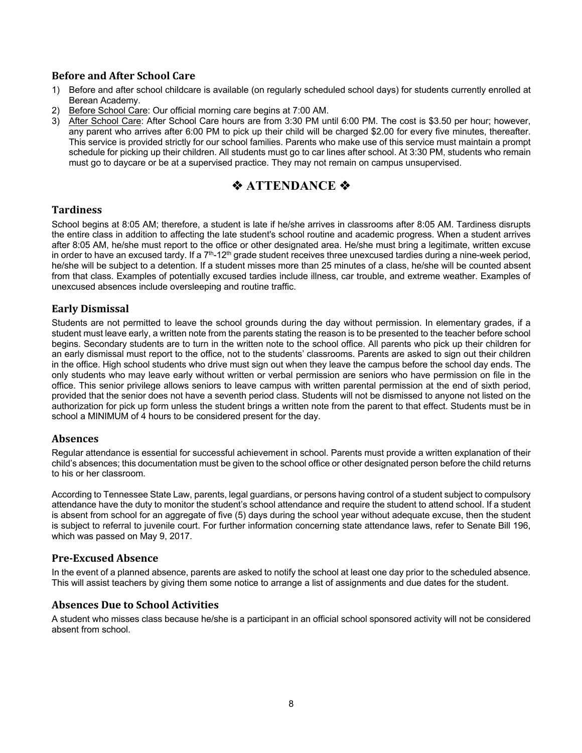### Before and After School Care

1) Before and after school childcare is available (on regularly scheduled school days) for students currently enrolled at Berean Academy.
2) Before School Care: Our official morning care begins at 7:00 AM.
3) After School Care: After School Care hours are from 3:30 PM until 6:00 PM. The cost is $3.50 per hour; however, any parent who arrives after 6:00 PM to pick up their child will be charged $2.00 for every five minutes, thereafter. This service is provided strictly for our school families. Parents who make use of this service must maintain a prompt schedule for picking up their children. All students must go to car lines after school. At 3:30 PM, students who remain must go to daycare or be at a supervised practice. They may not remain on campus unsupervised.

## ❖ ATTENDANCE ❖

### Tardiness

School begins at 8:05 AM; therefore, a student is late if he/she arrives in classrooms after 8:05 AM. Tardiness disrupts the entire class in addition to affecting the late student's school routine and academic progress. When a student arrives after 8:05 AM, he/she must report to the office or other designated area. He/she must bring a legitimate, written excuse in order to have an excused tardy. If a 7th-12th grade student receives three unexcused tardies during a nine-week period, he/she will be subject to a detention. If a student misses more than 25 minutes of a class, he/she will be counted absent from that class. Examples of potentially excused tardies include illness, car trouble, and extreme weather. Examples of unexcused absences include oversleeping and routine traffic.

### Early Dismissal

Students are not permitted to leave the school grounds during the day without permission. In elementary grades, if a student must leave early, a written note from the parents stating the reason is to be presented to the teacher before school begins. Secondary students are to turn in the written note to the school office. All parents who pick up their children for an early dismissal must report to the office, not to the students' classrooms. Parents are asked to sign out their children in the office. High school students who drive must sign out when they leave the campus before the school day ends. The only students who may leave early without written or verbal permission are seniors who have permission on file in the office. This senior privilege allows seniors to leave campus with written parental permission at the end of sixth period, provided that the senior does not have a seventh period class. Students will not be dismissed to anyone not listed on the authorization for pick up form unless the student brings a written note from the parent to that effect. Students must be in school a MINIMUM of 4 hours to be considered present for the day.

### Absences

Regular attendance is essential for successful achievement in school. Parents must provide a written explanation of their child's absences; this documentation must be given to the school office or other designated person before the child returns to his or her classroom.

According to Tennessee State Law, parents, legal guardians, or persons having control of a student subject to compulsory attendance have the duty to monitor the student's school attendance and require the student to attend school. If a student is absent from school for an aggregate of five (5) days during the school year without adequate excuse, then the student is subject to referral to juvenile court. For further information concerning state attendance laws, refer to Senate Bill 196, which was passed on May 9, 2017.

### Pre-Excused Absence

In the event of a planned absence, parents are asked to notify the school at least one day prior to the scheduled absence. This will assist teachers by giving them some notice to arrange a list of assignments and due dates for the student.

### Absences Due to School Activities

A student who misses class because he/she is a participant in an official school sponsored activity will not be considered absent from school.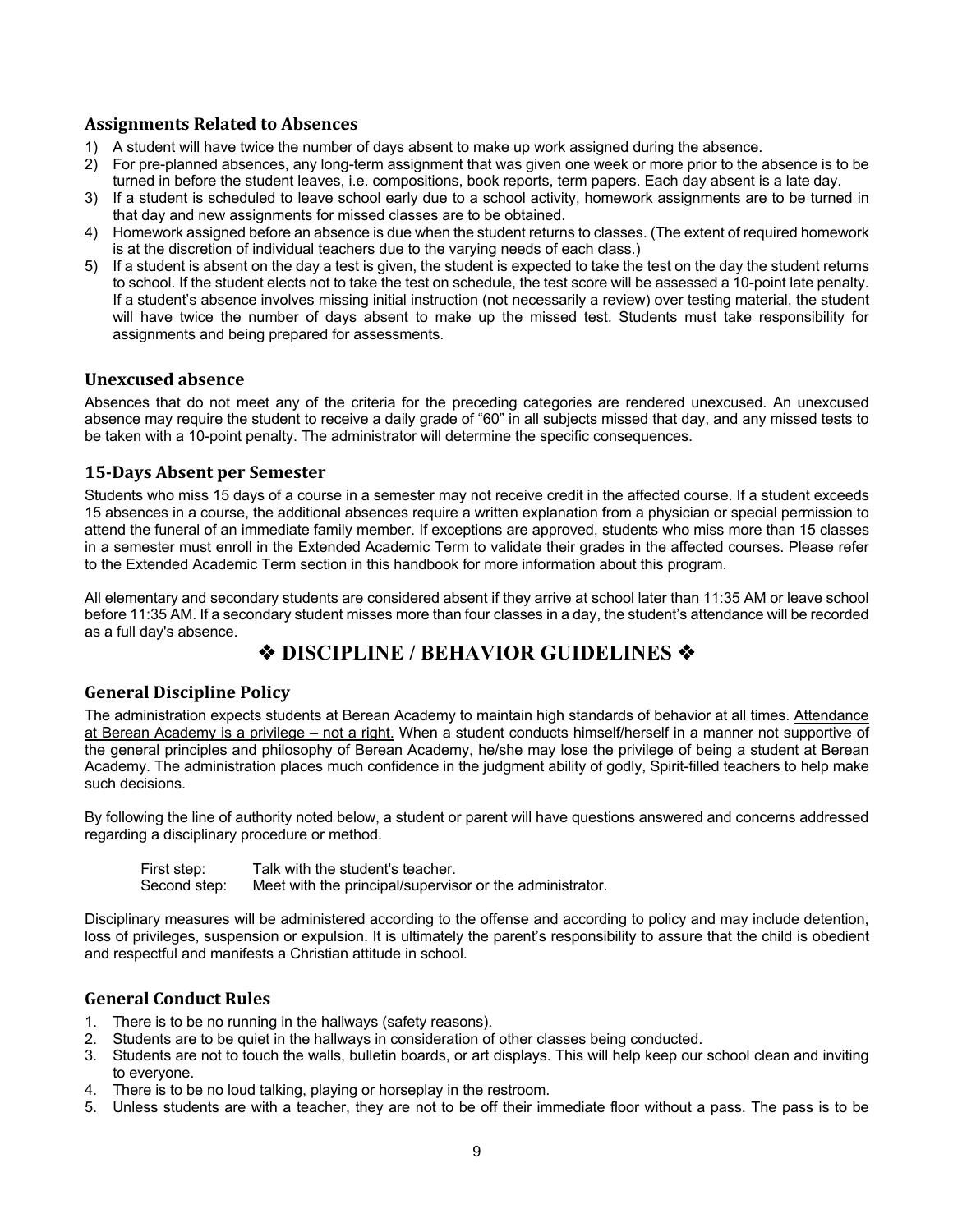### Assignments Related to Absences

1) A student will have twice the number of days absent to make up work assigned during the absence.
2) For pre-planned absences, any long-term assignment that was given one week or more prior to the absence is to be turned in before the student leaves, i.e. compositions, book reports, term papers. Each day absent is a late day.
3) If a student is scheduled to leave school early due to a school activity, homework assignments are to be turned in that day and new assignments for missed classes are to be obtained.
4) Homework assigned before an absence is due when the student returns to classes. (The extent of required homework is at the discretion of individual teachers due to the varying needs of each class.)
5) If a student is absent on the day a test is given, the student is expected to take the test on the day the student returns to school. If the student elects not to take the test on schedule, the test score will be assessed a 10-point late penalty. If a student's absence involves missing initial instruction (not necessarily a review) over testing material, the student will have twice the number of days absent to make up the missed test. Students must take responsibility for assignments and being prepared for assessments.

### Unexcused absence

Absences that do not meet any of the criteria for the preceding categories are rendered unexcused. An unexcused absence may require the student to receive a daily grade of "60" in all subjects missed that day, and any missed tests to be taken with a 10-point penalty. The administrator will determine the specific consequences.

### 15-Days Absent per Semester

Students who miss 15 days of a course in a semester may not receive credit in the affected course. If a student exceeds 15 absences in a course, the additional absences require a written explanation from a physician or special permission to attend the funeral of an immediate family member. If exceptions are approved, students who miss more than 15 classes in a semester must enroll in the Extended Academic Term to validate their grades in the affected courses. Please refer to the Extended Academic Term section in this handbook for more information about this program.

All elementary and secondary students are considered absent if they arrive at school later than 11:35 AM or leave school before 11:35 AM. If a secondary student misses more than four classes in a day, the student's attendance will be recorded as a full day's absence.

## ❖ DISCIPLINE / BEHAVIOR GUIDELINES ❖

### General Discipline Policy

The administration expects students at Berean Academy to maintain high standards of behavior at all times. Attendance at Berean Academy is a privilege – not a right. When a student conducts himself/herself in a manner not supportive of the general principles and philosophy of Berean Academy, he/she may lose the privilege of being a student at Berean Academy. The administration places much confidence in the judgment ability of godly, Spirit-filled teachers to help make such decisions.

By following the line of authority noted below, a student or parent will have questions answered and concerns addressed regarding a disciplinary procedure or method.

First step: Talk with the student's teacher.
Second step: Meet with the principal/supervisor or the administrator.

Disciplinary measures will be administered according to the offense and according to policy and may include detention, loss of privileges, suspension or expulsion. It is ultimately the parent's responsibility to assure that the child is obedient and respectful and manifests a Christian attitude in school.

### General Conduct Rules

1. There is to be no running in the hallways (safety reasons).
2. Students are to be quiet in the hallways in consideration of other classes being conducted.
3. Students are not to touch the walls, bulletin boards, or art displays. This will help keep our school clean and inviting to everyone.
4. There is to be no loud talking, playing or horseplay in the restroom.
5. Unless students are with a teacher, they are not to be off their immediate floor without a pass. The pass is to be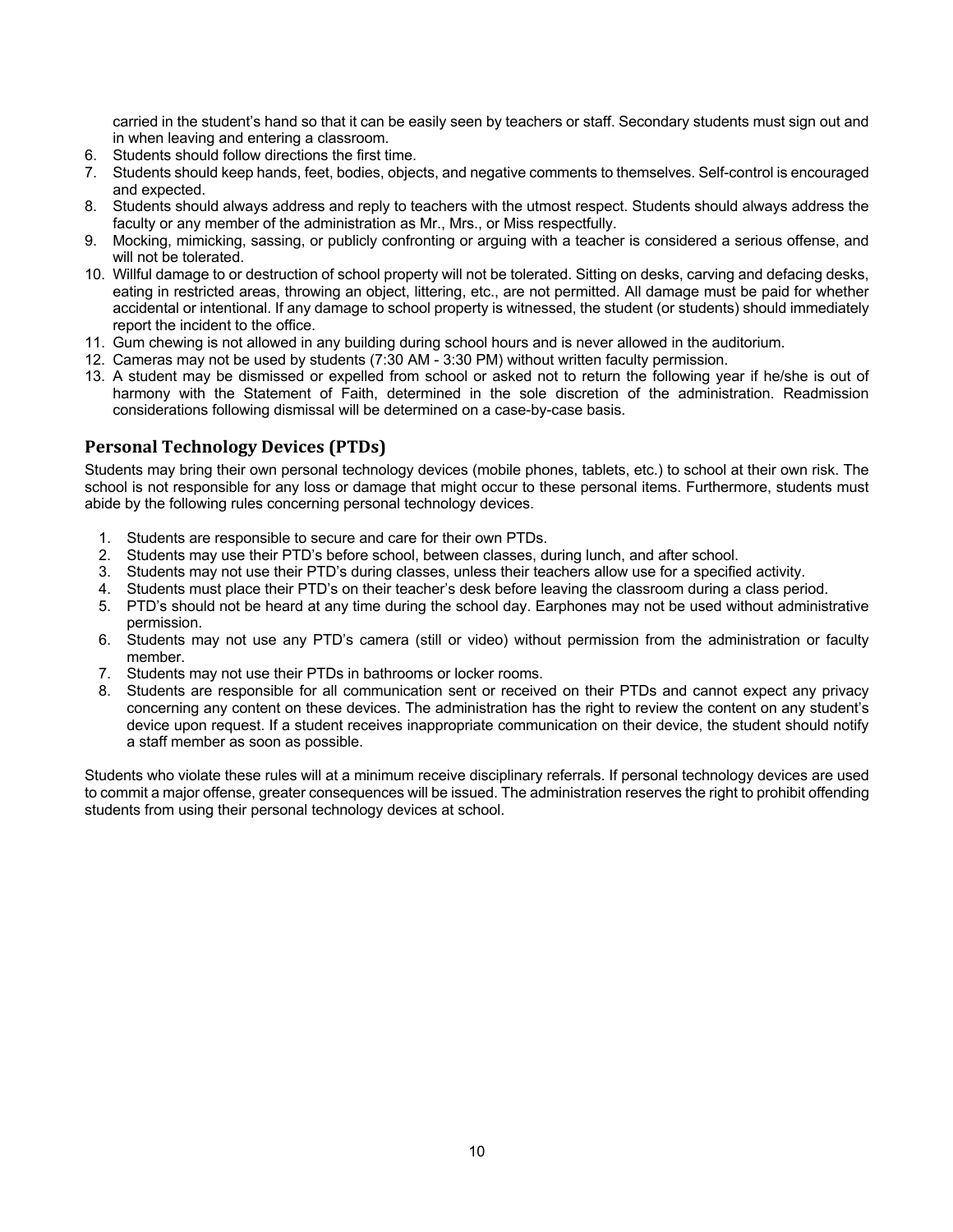carried in the student's hand so that it can be easily seen by teachers or staff. Secondary students must sign out and in when leaving and entering a classroom.

6. Students should follow directions the first time.
7. Students should keep hands, feet, bodies, objects, and negative comments to themselves. Self-control is encouraged and expected.
8. Students should always address and reply to teachers with the utmost respect. Students should always address the faculty or any member of the administration as Mr., Mrs., or Miss respectfully.
9. Mocking, mimicking, sassing, or publicly confronting or arguing with a teacher is considered a serious offense, and will not be tolerated.
10. Willful damage to or destruction of school property will not be tolerated. Sitting on desks, carving and defacing desks, eating in restricted areas, throwing an object, littering, etc., are not permitted. All damage must be paid for whether accidental or intentional. If any damage to school property is witnessed, the student (or students) should immediately report the incident to the office.
11. Gum chewing is not allowed in any building during school hours and is never allowed in the auditorium.
12. Cameras may not be used by students (7:30 AM - 3:30 PM) without written faculty permission.
13. A student may be dismissed or expelled from school or asked not to return the following year if he/she is out of harmony with the Statement of Faith, determined in the sole discretion of the administration. Readmission considerations following dismissal will be determined on a case-by-case basis.

## Personal Technology Devices (PTDs)

Students may bring their own personal technology devices (mobile phones, tablets, etc.) to school at their own risk. The school is not responsible for any loss or damage that might occur to these personal items. Furthermore, students must abide by the following rules concerning personal technology devices.

1. Students are responsible to secure and care for their own PTDs.
2. Students may use their PTD's before school, between classes, during lunch, and after school.
3. Students may not use their PTD's during classes, unless their teachers allow use for a specified activity.
4. Students must place their PTD's on their teacher's desk before leaving the classroom during a class period.
5. PTD's should not be heard at any time during the school day. Earphones may not be used without administrative permission.
6. Students may not use any PTD's camera (still or video) without permission from the administration or faculty member.
7. Students may not use their PTDs in bathrooms or locker rooms.
8. Students are responsible for all communication sent or received on their PTDs and cannot expect any privacy concerning any content on these devices. The administration has the right to review the content on any student's device upon request. If a student receives inappropriate communication on their device, the student should notify a staff member as soon as possible.

Students who violate these rules will at a minimum receive disciplinary referrals. If personal technology devices are used to commit a major offense, greater consequences will be issued. The administration reserves the right to prohibit offending students from using their personal technology devices at school.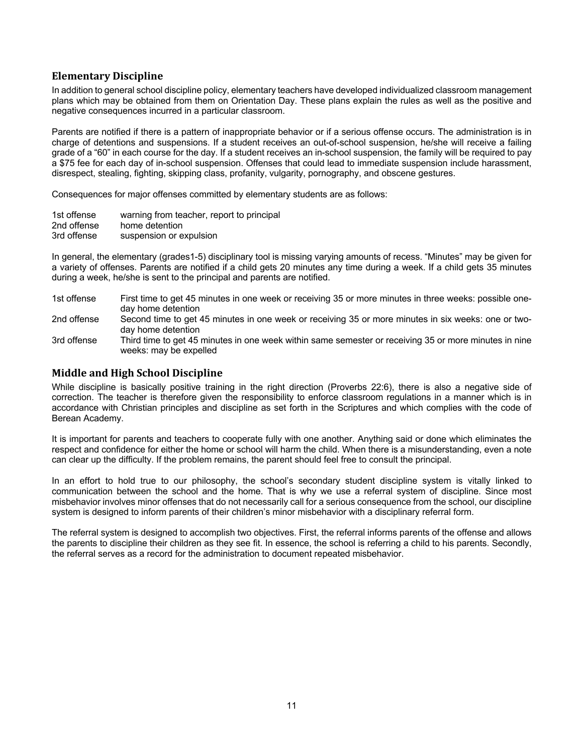## Elementary Discipline

In addition to general school discipline policy, elementary teachers have developed individualized classroom management plans which may be obtained from them on Orientation Day. These plans explain the rules as well as the positive and negative consequences incurred in a particular classroom.

Parents are notified if there is a pattern of inappropriate behavior or if a serious offense occurs. The administration is in charge of detentions and suspensions. If a student receives an out-of-school suspension, he/she will receive a failing grade of a "60" in each course for the day. If a student receives an in-school suspension, the family will be required to pay a $75 fee for each day of in-school suspension. Offenses that could lead to immediate suspension include harassment, disrespect, stealing, fighting, skipping class, profanity, vulgarity, pornography, and obscene gestures.

Consequences for major offenses committed by elementary students are as follows:

| | |
|---|---|
| 1st offense | warning from teacher, report to principal |
| 2nd offense | home detention |
| 3rd offense | suspension or expulsion |

In general, the elementary (grades1-5) disciplinary tool is missing varying amounts of recess. "Minutes" may be given for a variety of offenses. Parents are notified if a child gets 20 minutes any time during a week. If a child gets 35 minutes during a week, he/she is sent to the principal and parents are notified.

| | |
|---|---|
| 1st offense | First time to get 45 minutes in one week or receiving 35 or more minutes in three weeks: possible one-day home detention |
| 2nd offense | Second time to get 45 minutes in one week or receiving 35 or more minutes in six weeks: one or two-day home detention |
| 3rd offense | Third time to get 45 minutes in one week within same semester or receiving 35 or more minutes in nine weeks: may be expelled |

## Middle and High School Discipline

While discipline is basically positive training in the right direction (Proverbs 22:6), there is also a negative side of correction. The teacher is therefore given the responsibility to enforce classroom regulations in a manner which is in accordance with Christian principles and discipline as set forth in the Scriptures and which complies with the code of Berean Academy.

It is important for parents and teachers to cooperate fully with one another. Anything said or done which eliminates the respect and confidence for either the home or school will harm the child. When there is a misunderstanding, even a note can clear up the difficulty. If the problem remains, the parent should feel free to consult the principal.

In an effort to hold true to our philosophy, the school's secondary student discipline system is vitally linked to communication between the school and the home. That is why we use a referral system of discipline. Since most misbehavior involves minor offenses that do not necessarily call for a serious consequence from the school, our discipline system is designed to inform parents of their children's minor misbehavior with a disciplinary referral form.

The referral system is designed to accomplish two objectives. First, the referral informs parents of the offense and allows the parents to discipline their children as they see fit. In essence, the school is referring a child to his parents. Secondly, the referral serves as a record for the administration to document repeated misbehavior.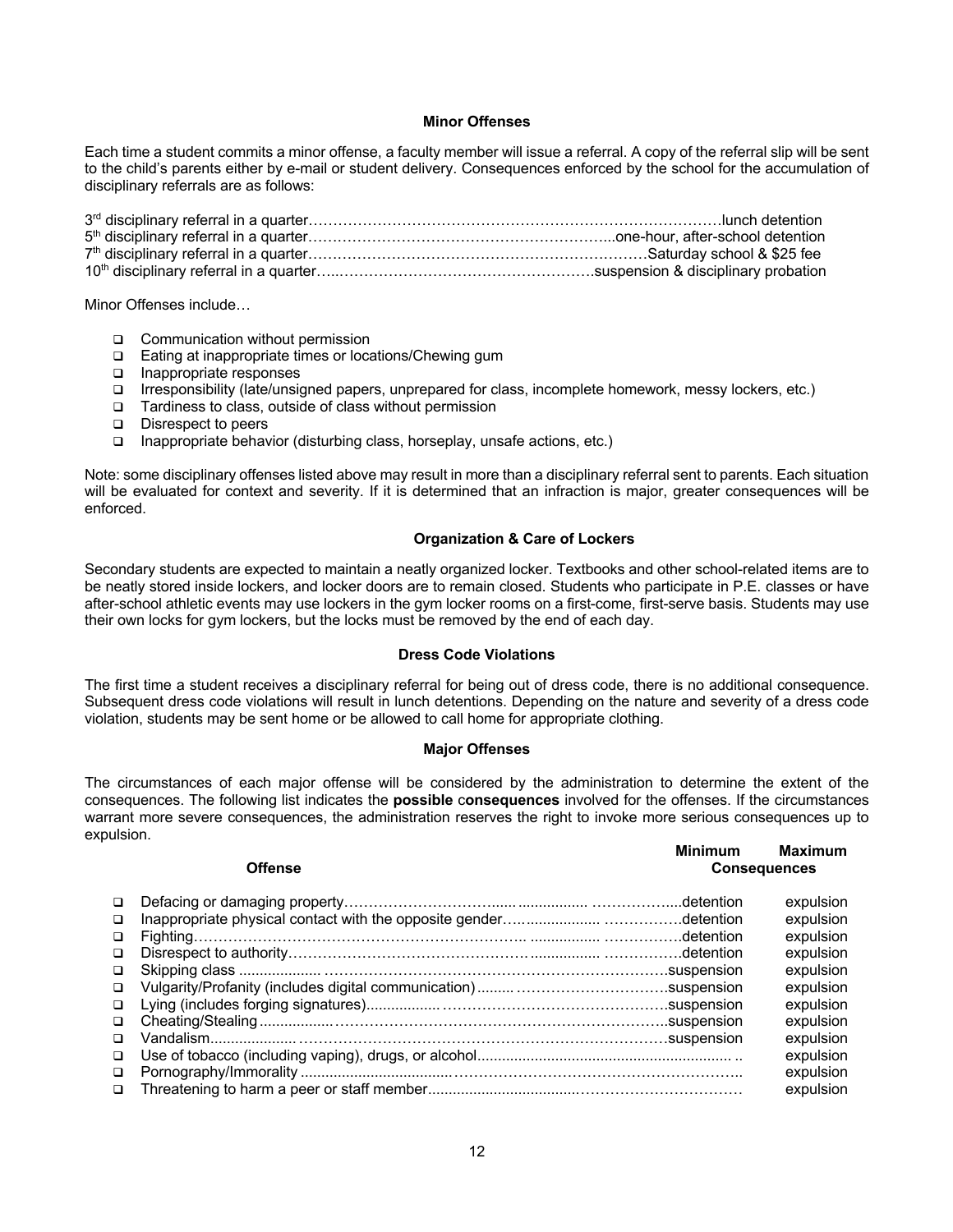### Minor Offenses

Each time a student commits a minor offense, a faculty member will issue a referral. A copy of the referral slip will be sent to the child's parents either by e-mail or student delivery. Consequences enforced by the school for the accumulation of disciplinary referrals are as follows:

| Referral | Consequence |
|---|---|
| 3rd disciplinary referral in a quarter | lunch detention |
| 5th disciplinary referral in a quarter | one-hour, after-school detention |
| 7th disciplinary referral in a quarter | Saturday school & $25 fee |
| 10th disciplinary referral in a quarter | suspension & disciplinary probation |

Minor Offenses include…

- Communication without permission
- Eating at inappropriate times or locations/Chewing gum
- Inappropriate responses
- Irresponsibility (late/unsigned papers, unprepared for class, incomplete homework, messy lockers, etc.)
- Tardiness to class, outside of class without permission
- Disrespect to peers
- Inappropriate behavior (disturbing class, horseplay, unsafe actions, etc.)

Note: some disciplinary offenses listed above may result in more than a disciplinary referral sent to parents. Each situation will be evaluated for context and severity. If it is determined that an infraction is major, greater consequences will be enforced.

### Organization & Care of Lockers

Secondary students are expected to maintain a neatly organized locker. Textbooks and other school-related items are to be neatly stored inside lockers, and locker doors are to remain closed. Students who participate in P.E. classes or have after-school athletic events may use lockers in the gym locker rooms on a first-come, first-serve basis. Students may use their own locks for gym lockers, but the locks must be removed by the end of each day.

### Dress Code Violations

The first time a student receives a disciplinary referral for being out of dress code, there is no additional consequence. Subsequent dress code violations will result in lunch detentions. Depending on the nature and severity of a dress code violation, students may be sent home or be allowed to call home for appropriate clothing.

### Major Offenses

The circumstances of each major offense will be considered by the administration to determine the extent of the consequences. The following list indicates the **possible consequences** involved for the offenses. If the circumstances warrant more severe consequences, the administration reserves the right to invoke more serious consequences up to expulsion.

| Offense | Minimum Consequences | Maximum Consequences |
|---|---|---|
| Defacing or damaging property | detention | expulsion |
| Inappropriate physical contact with the opposite gender | detention | expulsion |
| Fighting | detention | expulsion |
| Disrespect to authority | detention | expulsion |
| Skipping class | suspension | expulsion |
| Vulgarity/Profanity (includes digital communication) | suspension | expulsion |
| Lying (includes forging signatures) | suspension | expulsion |
| Cheating/Stealing | suspension | expulsion |
| Vandalism | suspension | expulsion |
| Use of tobacco (including vaping), drugs, or alcohol | | expulsion |
| Pornography/Immorality | | expulsion |
| Threatening to harm a peer or staff member | | expulsion |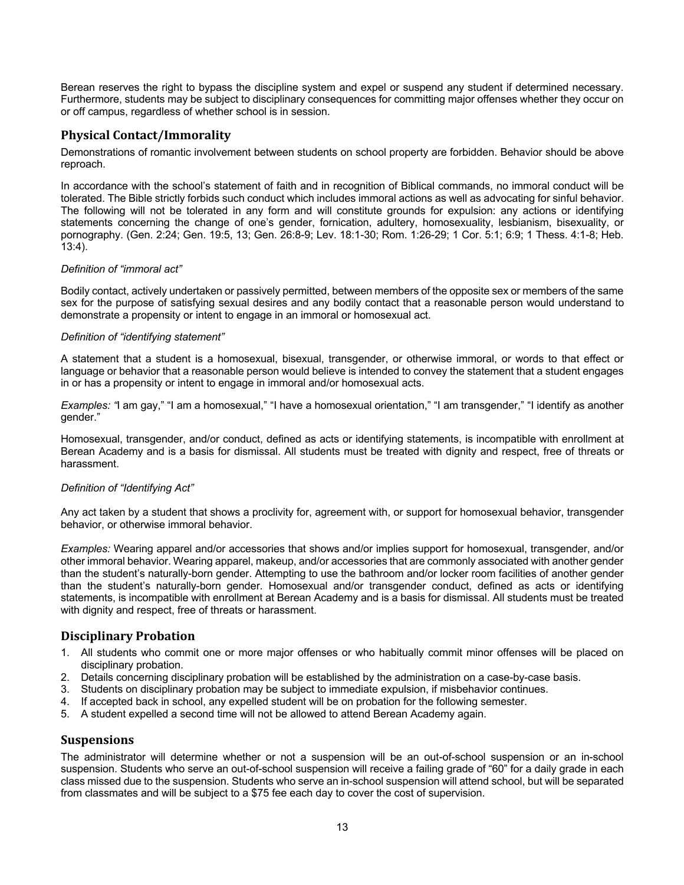Berean reserves the right to bypass the discipline system and expel or suspend any student if determined necessary. Furthermore, students may be subject to disciplinary consequences for committing major offenses whether they occur on or off campus, regardless of whether school is in session.

## Physical Contact/Immorality

Demonstrations of romantic involvement between students on school property are forbidden. Behavior should be above reproach.

In accordance with the school's statement of faith and in recognition of Biblical commands, no immoral conduct will be tolerated. The Bible strictly forbids such conduct which includes immoral actions as well as advocating for sinful behavior. The following will not be tolerated in any form and will constitute grounds for expulsion: any actions or identifying statements concerning the change of one's gender, fornication, adultery, homosexuality, lesbianism, bisexuality, or pornography. (Gen. 2:24; Gen. 19:5, 13; Gen. 26:8-9; Lev. 18:1-30; Rom. 1:26-29; 1 Cor. 5:1; 6:9; 1 Thess. 4:1-8; Heb. 13:4).

*Definition of "immoral act"*

Bodily contact, actively undertaken or passively permitted, between members of the opposite sex or members of the same sex for the purpose of satisfying sexual desires and any bodily contact that a reasonable person would understand to demonstrate a propensity or intent to engage in an immoral or homosexual act.

*Definition of "identifying statement"*

A statement that a student is a homosexual, bisexual, transgender, or otherwise immoral, or words to that effect or language or behavior that a reasonable person would believe is intended to convey the statement that a student engages in or has a propensity or intent to engage in immoral and/or homosexual acts.

*Examples: "*I am gay," "I am a homosexual," "I have a homosexual orientation," "I am transgender," "I identify as another gender."

Homosexual, transgender, and/or conduct, defined as acts or identifying statements, is incompatible with enrollment at Berean Academy and is a basis for dismissal. All students must be treated with dignity and respect, free of threats or harassment.

*Definition of "Identifying Act"*

Any act taken by a student that shows a proclivity for, agreement with, or support for homosexual behavior, transgender behavior, or otherwise immoral behavior.

*Examples:* Wearing apparel and/or accessories that shows and/or implies support for homosexual, transgender, and/or other immoral behavior. Wearing apparel, makeup, and/or accessories that are commonly associated with another gender than the student's naturally-born gender. Attempting to use the bathroom and/or locker room facilities of another gender than the student's naturally-born gender. Homosexual and/or transgender conduct, defined as acts or identifying statements, is incompatible with enrollment at Berean Academy and is a basis for dismissal. All students must be treated with dignity and respect, free of threats or harassment.

## Disciplinary Probation

1. All students who commit one or more major offenses or who habitually commit minor offenses will be placed on disciplinary probation.
2. Details concerning disciplinary probation will be established by the administration on a case-by-case basis.
3. Students on disciplinary probation may be subject to immediate expulsion, if misbehavior continues.
4. If accepted back in school, any expelled student will be on probation for the following semester.
5. A student expelled a second time will not be allowed to attend Berean Academy again.

## Suspensions

The administrator will determine whether or not a suspension will be an out-of-school suspension or an in-school suspension. Students who serve an out-of-school suspension will receive a failing grade of "60" for a daily grade in each class missed due to the suspension. Students who serve an in-school suspension will attend school, but will be separated from classmates and will be subject to a $75 fee each day to cover the cost of supervision.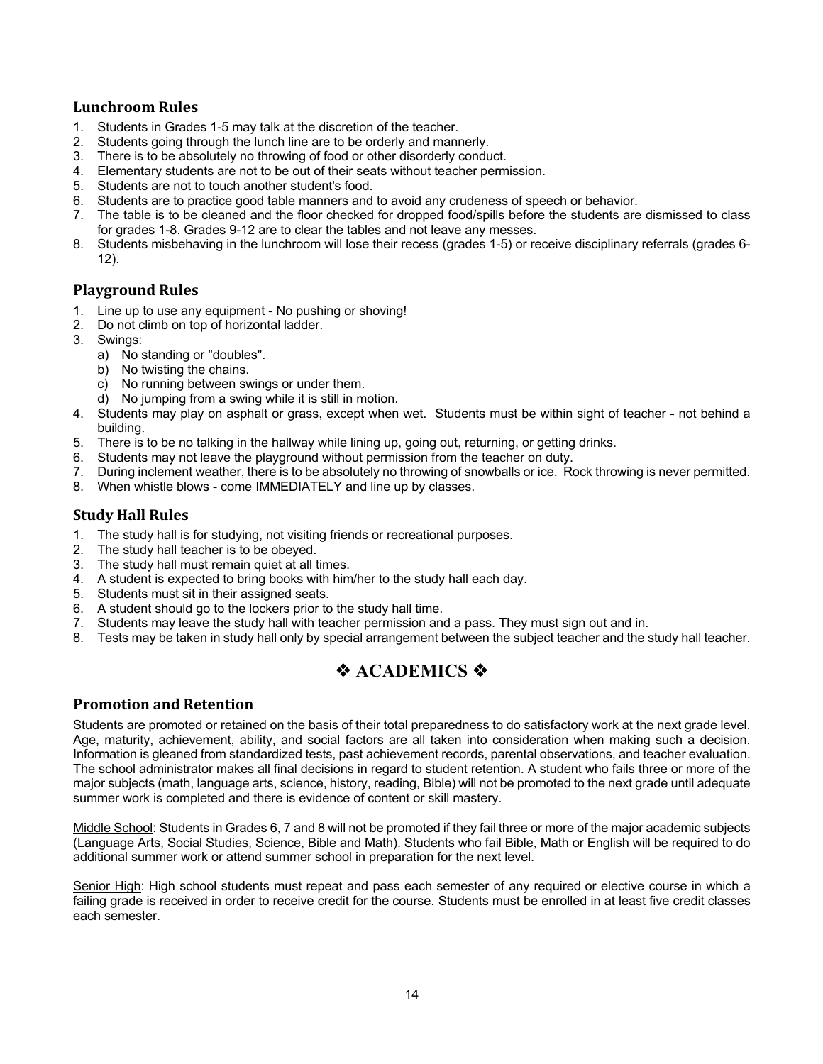### Lunchroom Rules

1. Students in Grades 1-5 may talk at the discretion of the teacher.
2. Students going through the lunch line are to be orderly and mannerly.
3. There is to be absolutely no throwing of food or other disorderly conduct.
4. Elementary students are not to be out of their seats without teacher permission.
5. Students are not to touch another student's food.
6. Students are to practice good table manners and to avoid any crudeness of speech or behavior.
7. The table is to be cleaned and the floor checked for dropped food/spills before the students are dismissed to class for grades 1-8. Grades 9-12 are to clear the tables and not leave any messes.
8. Students misbehaving in the lunchroom will lose their recess (grades 1-5) or receive disciplinary referrals (grades 6-12).

### Playground Rules

1. Line up to use any equipment - No pushing or shoving!
2. Do not climb on top of horizontal ladder.
3. Swings:
   a) No standing or "doubles".
   b) No twisting the chains.
   c) No running between swings or under them.
   d) No jumping from a swing while it is still in motion.
4. Students may play on asphalt or grass, except when wet. Students must be within sight of teacher - not behind a building.
5. There is to be no talking in the hallway while lining up, going out, returning, or getting drinks.
6. Students may not leave the playground without permission from the teacher on duty.
7. During inclement weather, there is to be absolutely no throwing of snowballs or ice. Rock throwing is never permitted.
8. When whistle blows - come IMMEDIATELY and line up by classes.

### Study Hall Rules

1. The study hall is for studying, not visiting friends or recreational purposes.
2. The study hall teacher is to be obeyed.
3. The study hall must remain quiet at all times.
4. A student is expected to bring books with him/her to the study hall each day.
5. Students must sit in their assigned seats.
6. A student should go to the lockers prior to the study hall time.
7. Students may leave the study hall with teacher permission and a pass. They must sign out and in.
8. Tests may be taken in study hall only by special arrangement between the subject teacher and the study hall teacher.

## ❖ ACADEMICS ❖

### Promotion and Retention

Students are promoted or retained on the basis of their total preparedness to do satisfactory work at the next grade level. Age, maturity, achievement, ability, and social factors are all taken into consideration when making such a decision. Information is gleaned from standardized tests, past achievement records, parental observations, and teacher evaluation. The school administrator makes all final decisions in regard to student retention. A student who fails three or more of the major subjects (math, language arts, science, history, reading, Bible) will not be promoted to the next grade until adequate summer work is completed and there is evidence of content or skill mastery.

Middle School: Students in Grades 6, 7 and 8 will not be promoted if they fail three or more of the major academic subjects (Language Arts, Social Studies, Science, Bible and Math). Students who fail Bible, Math or English will be required to do additional summer work or attend summer school in preparation for the next level.

Senior High: High school students must repeat and pass each semester of any required or elective course in which a failing grade is received in order to receive credit for the course. Students must be enrolled in at least five credit classes each semester.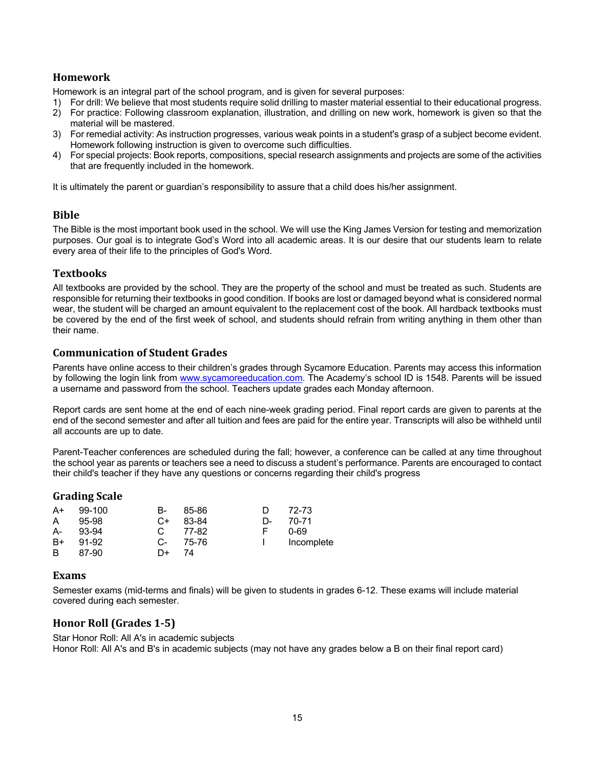## Homework

Homework is an integral part of the school program, and is given for several purposes:

1) For drill: We believe that most students require solid drilling to master material essential to their educational progress.
2) For practice: Following classroom explanation, illustration, and drilling on new work, homework is given so that the material will be mastered.
3) For remedial activity: As instruction progresses, various weak points in a student's grasp of a subject become evident. Homework following instruction is given to overcome such difficulties.
4) For special projects: Book reports, compositions, special research assignments and projects are some of the activities that are frequently included in the homework.

It is ultimately the parent or guardian's responsibility to assure that a child does his/her assignment.

## Bible

The Bible is the most important book used in the school. We will use the King James Version for testing and memorization purposes. Our goal is to integrate God's Word into all academic areas. It is our desire that our students learn to relate every area of their life to the principles of God's Word.

## Textbooks

All textbooks are provided by the school. They are the property of the school and must be treated as such. Students are responsible for returning their textbooks in good condition. If books are lost or damaged beyond what is considered normal wear, the student will be charged an amount equivalent to the replacement cost of the book. All hardback textbooks must be covered by the end of the first week of school, and students should refrain from writing anything in them other than their name.

## Communication of Student Grades

Parents have online access to their children's grades through Sycamore Education. Parents may access this information by following the login link from [www.sycamoreeducation.com](http://www.sycamoreeducation.com). The Academy's school ID is 1548. Parents will be issued a username and password from the school. Teachers update grades each Monday afternoon.

Report cards are sent home at the end of each nine-week grading period. Final report cards are given to parents at the end of the second semester and after all tuition and fees are paid for the entire year. Transcripts will also be withheld until all accounts are up to date.

Parent-Teacher conferences are scheduled during the fall; however, a conference can be called at any time throughout the school year as parents or teachers see a need to discuss a student's performance. Parents are encouraged to contact their child's teacher if they have any questions or concerns regarding their child's progress

## Grading Scale

| Grade | Range | Grade | Range | Grade | Range |
|---|---|---|---|---|---|
| A+ | 99-100 | B- | 85-86 | D | 72-73 |
| A | 95-98 | C+ | 83-84 | D- | 70-71 |
| A- | 93-94 | C | 77-82 | F | 0-69 |
| B+ | 91-92 | C- | 75-76 | I | Incomplete |
| B | 87-90 | D+ | 74 | | |

## Exams

Semester exams (mid-terms and finals) will be given to students in grades 6-12. These exams will include material covered during each semester.

## Honor Roll (Grades 1-5)

Star Honor Roll: All A's in academic subjects
Honor Roll: All A's and B's in academic subjects (may not have any grades below a B on their final report card)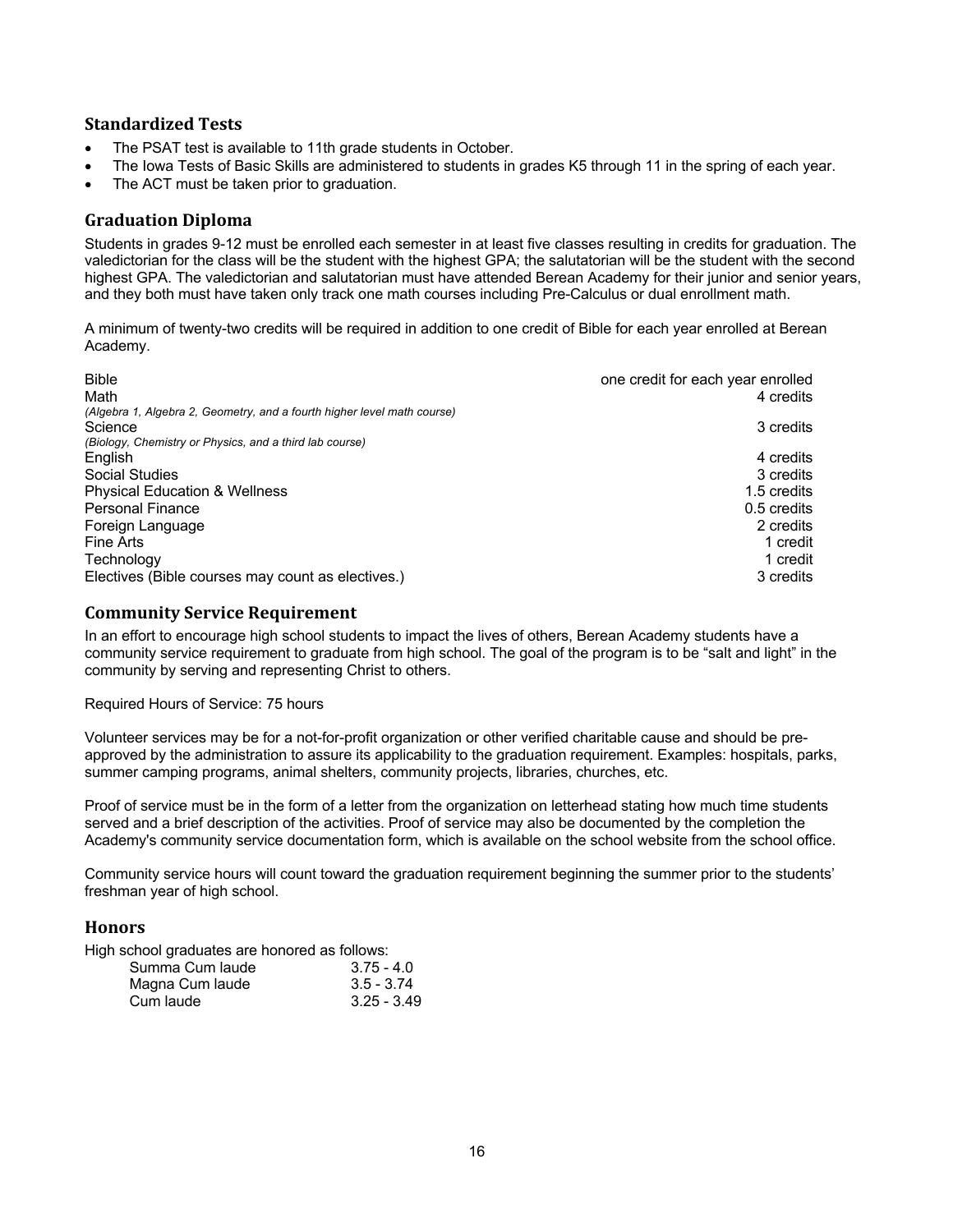## Standardized Tests

- The PSAT test is available to 11th grade students in October.
- The Iowa Tests of Basic Skills are administered to students in grades K5 through 11 in the spring of each year.
- The ACT must be taken prior to graduation.

## Graduation Diploma

Students in grades 9-12 must be enrolled each semester in at least five classes resulting in credits for graduation. The valedictorian for the class will be the student with the highest GPA; the salutatorian will be the student with the second highest GPA. The valedictorian and salutatorian must have attended Berean Academy for their junior and senior years, and they both must have taken only track one math courses including Pre-Calculus or dual enrollment math.

A minimum of twenty-two credits will be required in addition to one credit of Bible for each year enrolled at Berean Academy.

| Subject | Credits |
|---|---|
| Bible | one credit for each year enrolled |
| Math<br>*(Algebra 1, Algebra 2, Geometry, and a fourth higher level math course)* | 4 credits |
| Science<br>*(Biology, Chemistry or Physics, and a third lab course)* | 3 credits |
| English | 4 credits |
| Social Studies | 3 credits |
| Physical Education & Wellness | 1.5 credits |
| Personal Finance | 0.5 credits |
| Foreign Language | 2 credits |
| Fine Arts | 1 credit |
| Technology | 1 credit |
| Electives (Bible courses may count as electives.) | 3 credits |

## Community Service Requirement

In an effort to encourage high school students to impact the lives of others, Berean Academy students have a community service requirement to graduate from high school. The goal of the program is to be "salt and light" in the community by serving and representing Christ to others.

Required Hours of Service: 75 hours

Volunteer services may be for a not-for-profit organization or other verified charitable cause and should be pre-approved by the administration to assure its applicability to the graduation requirement. Examples: hospitals, parks, summer camping programs, animal shelters, community projects, libraries, churches, etc.

Proof of service must be in the form of a letter from the organization on letterhead stating how much time students served and a brief description of the activities. Proof of service may also be documented by the completion the Academy's community service documentation form, which is available on the school website from the school office.

Community service hours will count toward the graduation requirement beginning the summer prior to the students' freshman year of high school.

## Honors

High school graduates are honored as follows:

| Honor | GPA |
|---|---|
| Summa Cum laude | 3.75 - 4.0 |
| Magna Cum laude | 3.5 - 3.74 |
| Cum laude | 3.25 - 3.49 |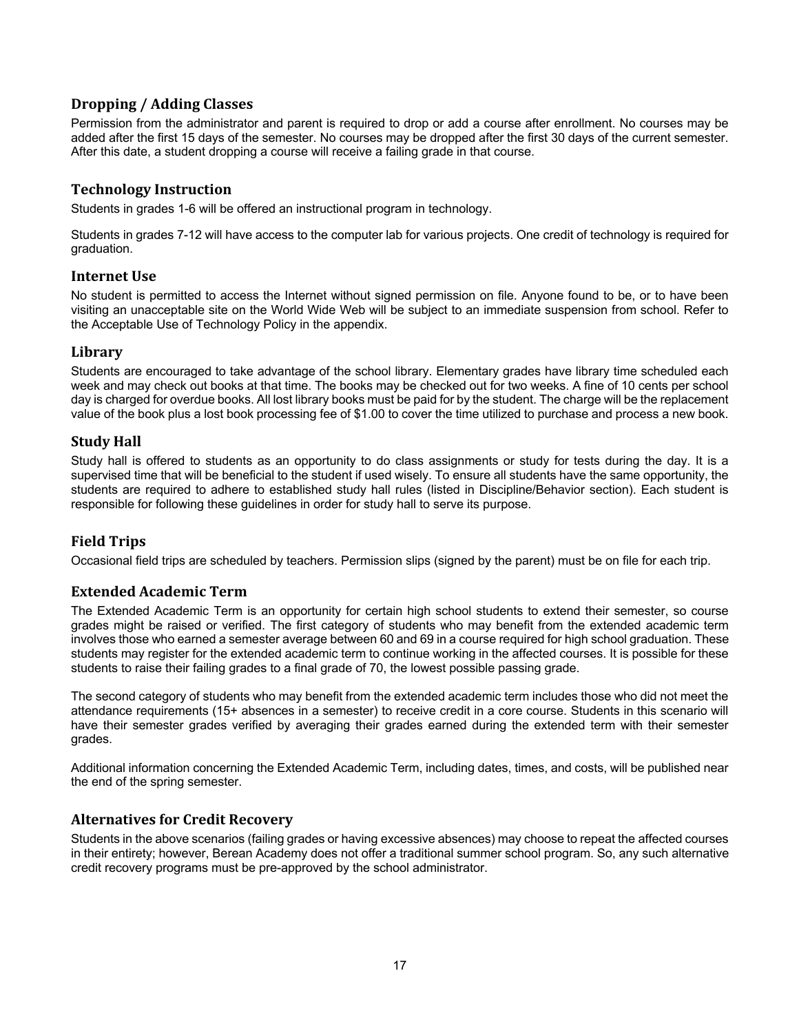## Dropping / Adding Classes

Permission from the administrator and parent is required to drop or add a course after enrollment. No courses may be added after the first 15 days of the semester. No courses may be dropped after the first 30 days of the current semester. After this date, a student dropping a course will receive a failing grade in that course.

## Technology Instruction

Students in grades 1-6 will be offered an instructional program in technology.

Students in grades 7-12 will have access to the computer lab for various projects. One credit of technology is required for graduation.

## Internet Use

No student is permitted to access the Internet without signed permission on file. Anyone found to be, or to have been visiting an unacceptable site on the World Wide Web will be subject to an immediate suspension from school. Refer to the Acceptable Use of Technology Policy in the appendix.

## Library

Students are encouraged to take advantage of the school library. Elementary grades have library time scheduled each week and may check out books at that time. The books may be checked out for two weeks. A fine of 10 cents per school day is charged for overdue books. All lost library books must be paid for by the student. The charge will be the replacement value of the book plus a lost book processing fee of $1.00 to cover the time utilized to purchase and process a new book.

## Study Hall

Study hall is offered to students as an opportunity to do class assignments or study for tests during the day. It is a supervised time that will be beneficial to the student if used wisely. To ensure all students have the same opportunity, the students are required to adhere to established study hall rules (listed in Discipline/Behavior section). Each student is responsible for following these guidelines in order for study hall to serve its purpose.

## Field Trips

Occasional field trips are scheduled by teachers. Permission slips (signed by the parent) must be on file for each trip.

## Extended Academic Term

The Extended Academic Term is an opportunity for certain high school students to extend their semester, so course grades might be raised or verified. The first category of students who may benefit from the extended academic term involves those who earned a semester average between 60 and 69 in a course required for high school graduation. These students may register for the extended academic term to continue working in the affected courses. It is possible for these students to raise their failing grades to a final grade of 70, the lowest possible passing grade.

The second category of students who may benefit from the extended academic term includes those who did not meet the attendance requirements (15+ absences in a semester) to receive credit in a core course. Students in this scenario will have their semester grades verified by averaging their grades earned during the extended term with their semester grades.

Additional information concerning the Extended Academic Term, including dates, times, and costs, will be published near the end of the spring semester.

## Alternatives for Credit Recovery

Students in the above scenarios (failing grades or having excessive absences) may choose to repeat the affected courses in their entirety; however, Berean Academy does not offer a traditional summer school program. So, any such alternative credit recovery programs must be pre-approved by the school administrator.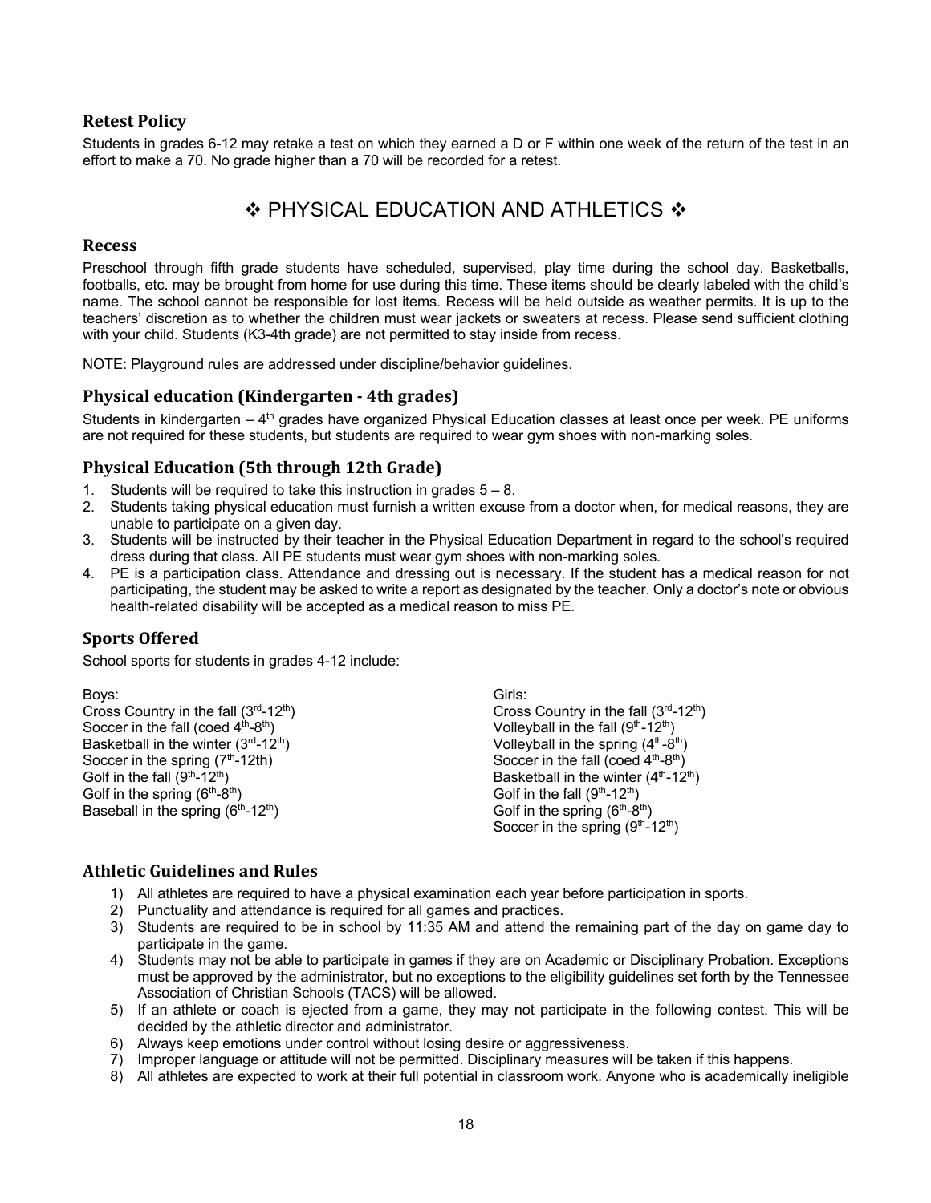### Retest Policy

Students in grades 6-12 may retake a test on which they earned a D or F within one week of the return of the test in an effort to make a 70. No grade higher than a 70 will be recorded for a retest.

## ❖ PHYSICAL EDUCATION AND ATHLETICS ❖

### Recess

Preschool through fifth grade students have scheduled, supervised, play time during the school day. Basketballs, footballs, etc. may be brought from home for use during this time. These items should be clearly labeled with the child's name. The school cannot be responsible for lost items. Recess will be held outside as weather permits. It is up to the teachers' discretion as to whether the children must wear jackets or sweaters at recess. Please send sufficient clothing with your child. Students (K3-4th grade) are not permitted to stay inside from recess.

NOTE: Playground rules are addressed under discipline/behavior guidelines.

### Physical education (Kindergarten - 4th grades)

Students in kindergarten – 4th grades have organized Physical Education classes at least once per week. PE uniforms are not required for these students, but students are required to wear gym shoes with non-marking soles.

### Physical Education (5th through 12th Grade)

1. Students will be required to take this instruction in grades 5 – 8.
2. Students taking physical education must furnish a written excuse from a doctor when, for medical reasons, they are unable to participate on a given day.
3. Students will be instructed by their teacher in the Physical Education Department in regard to the school's required dress during that class. All PE students must wear gym shoes with non-marking soles.
4. PE is a participation class. Attendance and dressing out is necessary. If the student has a medical reason for not participating, the student may be asked to write a report as designated by the teacher. Only a doctor's note or obvious health-related disability will be accepted as a medical reason to miss PE.

### Sports Offered

School sports for students in grades 4-12 include:

Boys:
Cross Country in the fall (3rd-12th)
Soccer in the fall (coed 4th-8th)
Basketball in the winter (3rd-12th)
Soccer in the spring (7th-12th)
Golf in the fall (9th-12th)
Golf in the spring (6th-8th)
Baseball in the spring (6th-12th)

Girls:
Cross Country in the fall (3rd-12th)
Volleyball in the fall (9th-12th)
Volleyball in the spring (4th-8th)
Soccer in the fall (coed 4th-8th)
Basketball in the winter (4th-12th)
Golf in the fall (9th-12th)
Golf in the spring (6th-8th)
Soccer in the spring (9th-12th)

### Athletic Guidelines and Rules

1) All athletes are required to have a physical examination each year before participation in sports.
2) Punctuality and attendance is required for all games and practices.
3) Students are required to be in school by 11:35 AM and attend the remaining part of the day on game day to participate in the game.
4) Students may not be able to participate in games if they are on Academic or Disciplinary Probation. Exceptions must be approved by the administrator, but no exceptions to the eligibility guidelines set forth by the Tennessee Association of Christian Schools (TACS) will be allowed.
5) If an athlete or coach is ejected from a game, they may not participate in the following contest. This will be decided by the athletic director and administrator.
6) Always keep emotions under control without losing desire or aggressiveness.
7) Improper language or attitude will not be permitted. Disciplinary measures will be taken if this happens.
8) All athletes are expected to work at their full potential in classroom work. Anyone who is academically ineligible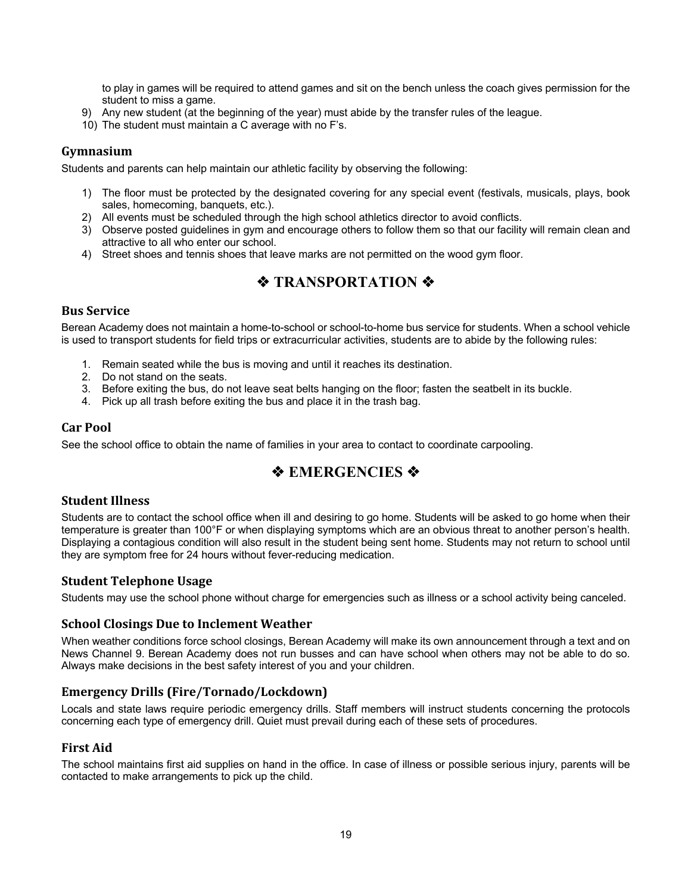to play in games will be required to attend games and sit on the bench unless the coach gives permission for the student to miss a game.

9) Any new student (at the beginning of the year) must abide by the transfer rules of the league.
10) The student must maintain a C average with no F's.

### Gymnasium

Students and parents can help maintain our athletic facility by observing the following:

1) The floor must be protected by the designated covering for any special event (festivals, musicals, plays, book sales, homecoming, banquets, etc.).
2) All events must be scheduled through the high school athletics director to avoid conflicts.
3) Observe posted guidelines in gym and encourage others to follow them so that our facility will remain clean and attractive to all who enter our school.
4) Street shoes and tennis shoes that leave marks are not permitted on the wood gym floor.

## ❖ TRANSPORTATION ❖

### Bus Service

Berean Academy does not maintain a home-to-school or school-to-home bus service for students. When a school vehicle is used to transport students for field trips or extracurricular activities, students are to abide by the following rules:

1. Remain seated while the bus is moving and until it reaches its destination.
2. Do not stand on the seats.
3. Before exiting the bus, do not leave seat belts hanging on the floor; fasten the seatbelt in its buckle.
4. Pick up all trash before exiting the bus and place it in the trash bag.

### Car Pool

See the school office to obtain the name of families in your area to contact to coordinate carpooling.

## ❖ EMERGENCIES ❖

### Student Illness

Students are to contact the school office when ill and desiring to go home. Students will be asked to go home when their temperature is greater than 100°F or when displaying symptoms which are an obvious threat to another person's health. Displaying a contagious condition will also result in the student being sent home. Students may not return to school until they are symptom free for 24 hours without fever-reducing medication.

### Student Telephone Usage

Students may use the school phone without charge for emergencies such as illness or a school activity being canceled.

### School Closings Due to Inclement Weather

When weather conditions force school closings, Berean Academy will make its own announcement through a text and on News Channel 9. Berean Academy does not run busses and can have school when others may not be able to do so. Always make decisions in the best safety interest of you and your children.

### Emergency Drills (Fire/Tornado/Lockdown)

Locals and state laws require periodic emergency drills. Staff members will instruct students concerning the protocols concerning each type of emergency drill. Quiet must prevail during each of these sets of procedures.

### First Aid

The school maintains first aid supplies on hand in the office. In case of illness or possible serious injury, parents will be contacted to make arrangements to pick up the child.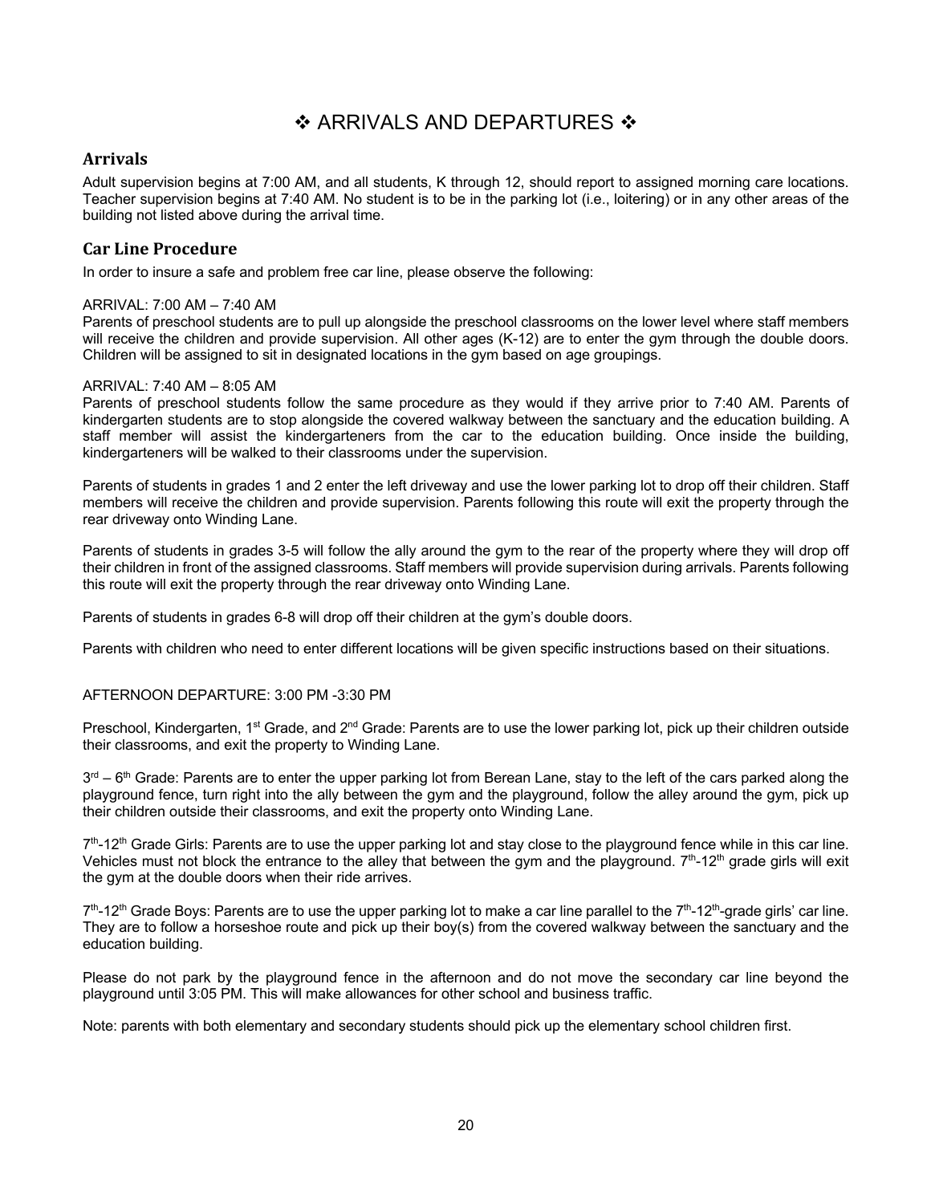# ❖ ARRIVALS AND DEPARTURES ❖

## Arrivals

Adult supervision begins at 7:00 AM, and all students, K through 12, should report to assigned morning care locations. Teacher supervision begins at 7:40 AM. No student is to be in the parking lot (i.e., loitering) or in any other areas of the building not listed above during the arrival time.

## Car Line Procedure

In order to insure a safe and problem free car line, please observe the following:

ARRIVAL: 7:00 AM – 7:40 AM

Parents of preschool students are to pull up alongside the preschool classrooms on the lower level where staff members will receive the children and provide supervision. All other ages (K-12) are to enter the gym through the double doors. Children will be assigned to sit in designated locations in the gym based on age groupings.

ARRIVAL: 7:40 AM – 8:05 AM

Parents of preschool students follow the same procedure as they would if they arrive prior to 7:40 AM. Parents of kindergarten students are to stop alongside the covered walkway between the sanctuary and the education building. A staff member will assist the kindergarteners from the car to the education building. Once inside the building, kindergarteners will be walked to their classrooms under the supervision.

Parents of students in grades 1 and 2 enter the left driveway and use the lower parking lot to drop off their children. Staff members will receive the children and provide supervision. Parents following this route will exit the property through the rear driveway onto Winding Lane.

Parents of students in grades 3-5 will follow the ally around the gym to the rear of the property where they will drop off their children in front of the assigned classrooms. Staff members will provide supervision during arrivals. Parents following this route will exit the property through the rear driveway onto Winding Lane.

Parents of students in grades 6-8 will drop off their children at the gym's double doors.

Parents with children who need to enter different locations will be given specific instructions based on their situations.

AFTERNOON DEPARTURE: 3:00 PM -3:30 PM

Preschool, Kindergarten, 1st Grade, and 2nd Grade: Parents are to use the lower parking lot, pick up their children outside their classrooms, and exit the property to Winding Lane.

3rd – 6th Grade: Parents are to enter the upper parking lot from Berean Lane, stay to the left of the cars parked along the playground fence, turn right into the ally between the gym and the playground, follow the alley around the gym, pick up their children outside their classrooms, and exit the property onto Winding Lane.

7th-12th Grade Girls: Parents are to use the upper parking lot and stay close to the playground fence while in this car line. Vehicles must not block the entrance to the alley that between the gym and the playground. 7th-12th grade girls will exit the gym at the double doors when their ride arrives.

7th-12th Grade Boys: Parents are to use the upper parking lot to make a car line parallel to the 7th-12th-grade girls' car line. They are to follow a horseshoe route and pick up their boy(s) from the covered walkway between the sanctuary and the education building.

Please do not park by the playground fence in the afternoon and do not move the secondary car line beyond the playground until 3:05 PM. This will make allowances for other school and business traffic.

Note: parents with both elementary and secondary students should pick up the elementary school children first.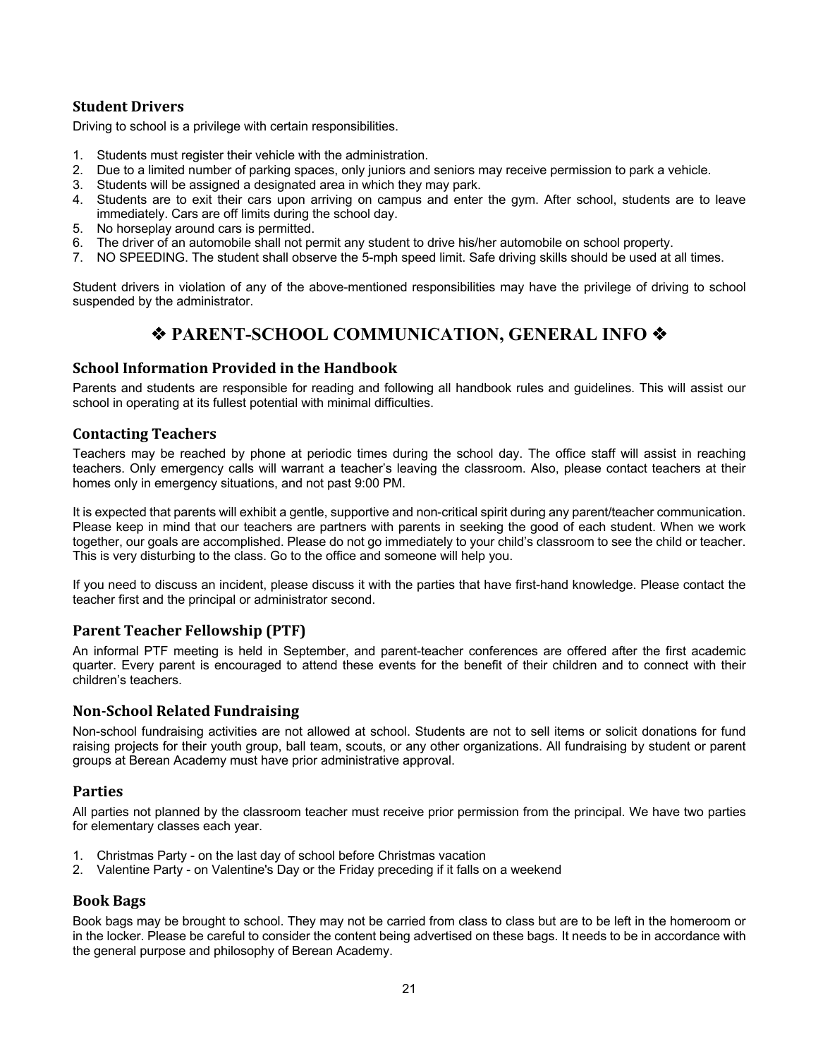### Student Drivers

Driving to school is a privilege with certain responsibilities.

1. Students must register their vehicle with the administration.
2. Due to a limited number of parking spaces, only juniors and seniors may receive permission to park a vehicle.
3. Students will be assigned a designated area in which they may park.
4. Students are to exit their cars upon arriving on campus and enter the gym. After school, students are to leave immediately. Cars are off limits during the school day.
5. No horseplay around cars is permitted.
6. The driver of an automobile shall not permit any student to drive his/her automobile on school property.
7. NO SPEEDING. The student shall observe the 5-mph speed limit. Safe driving skills should be used at all times.

Student drivers in violation of any of the above-mentioned responsibilities may have the privilege of driving to school suspended by the administrator.

## ❖ PARENT-SCHOOL COMMUNICATION, GENERAL INFO ❖

### School Information Provided in the Handbook

Parents and students are responsible for reading and following all handbook rules and guidelines. This will assist our school in operating at its fullest potential with minimal difficulties.

### Contacting Teachers

Teachers may be reached by phone at periodic times during the school day. The office staff will assist in reaching teachers. Only emergency calls will warrant a teacher's leaving the classroom. Also, please contact teachers at their homes only in emergency situations, and not past 9:00 PM.

It is expected that parents will exhibit a gentle, supportive and non-critical spirit during any parent/teacher communication. Please keep in mind that our teachers are partners with parents in seeking the good of each student. When we work together, our goals are accomplished. Please do not go immediately to your child's classroom to see the child or teacher. This is very disturbing to the class. Go to the office and someone will help you.

If you need to discuss an incident, please discuss it with the parties that have first-hand knowledge. Please contact the teacher first and the principal or administrator second.

### Parent Teacher Fellowship (PTF)

An informal PTF meeting is held in September, and parent-teacher conferences are offered after the first academic quarter. Every parent is encouraged to attend these events for the benefit of their children and to connect with their children's teachers.

### Non-School Related Fundraising

Non-school fundraising activities are not allowed at school. Students are not to sell items or solicit donations for fund raising projects for their youth group, ball team, scouts, or any other organizations. All fundraising by student or parent groups at Berean Academy must have prior administrative approval.

### Parties

All parties not planned by the classroom teacher must receive prior permission from the principal. We have two parties for elementary classes each year.

1. Christmas Party - on the last day of school before Christmas vacation
2. Valentine Party - on Valentine's Day or the Friday preceding if it falls on a weekend

### Book Bags

Book bags may be brought to school. They may not be carried from class to class but are to be left in the homeroom or in the locker. Please be careful to consider the content being advertised on these bags. It needs to be in accordance with the general purpose and philosophy of Berean Academy.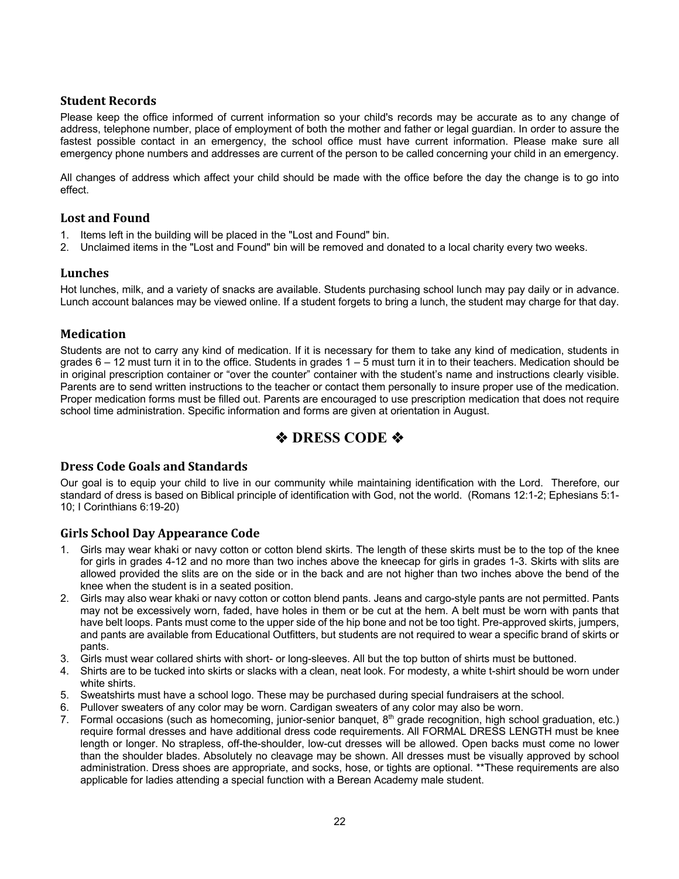### Student Records

Please keep the office informed of current information so your child's records may be accurate as to any change of address, telephone number, place of employment of both the mother and father or legal guardian. In order to assure the fastest possible contact in an emergency, the school office must have current information. Please make sure all emergency phone numbers and addresses are current of the person to be called concerning your child in an emergency.

All changes of address which affect your child should be made with the office before the day the change is to go into effect.

### Lost and Found

1. Items left in the building will be placed in the "Lost and Found" bin.
2. Unclaimed items in the "Lost and Found" bin will be removed and donated to a local charity every two weeks.

### Lunches

Hot lunches, milk, and a variety of snacks are available. Students purchasing school lunch may pay daily or in advance. Lunch account balances may be viewed online. If a student forgets to bring a lunch, the student may charge for that day.

### Medication

Students are not to carry any kind of medication. If it is necessary for them to take any kind of medication, students in grades 6 – 12 must turn it in to the office. Students in grades 1 – 5 must turn it in to their teachers. Medication should be in original prescription container or "over the counter" container with the student's name and instructions clearly visible. Parents are to send written instructions to the teacher or contact them personally to insure proper use of the medication. Proper medication forms must be filled out. Parents are encouraged to use prescription medication that does not require school time administration. Specific information and forms are given at orientation in August.

## ❖ DRESS CODE ❖

### Dress Code Goals and Standards

Our goal is to equip your child to live in our community while maintaining identification with the Lord. Therefore, our standard of dress is based on Biblical principle of identification with God, not the world. (Romans 12:1-2; Ephesians 5:1-10; I Corinthians 6:19-20)

### Girls School Day Appearance Code

1. Girls may wear khaki or navy cotton or cotton blend skirts. The length of these skirts must be to the top of the knee for girls in grades 4-12 and no more than two inches above the kneecap for girls in grades 1-3. Skirts with slits are allowed provided the slits are on the side or in the back and are not higher than two inches above the bend of the knee when the student is in a seated position.
2. Girls may also wear khaki or navy cotton or cotton blend pants. Jeans and cargo-style pants are not permitted. Pants may not be excessively worn, faded, have holes in them or be cut at the hem. A belt must be worn with pants that have belt loops. Pants must come to the upper side of the hip bone and not be too tight. Pre-approved skirts, jumpers, and pants are available from Educational Outfitters, but students are not required to wear a specific brand of skirts or pants.
3. Girls must wear collared shirts with short- or long-sleeves. All but the top button of shirts must be buttoned.
4. Shirts are to be tucked into skirts or slacks with a clean, neat look. For modesty, a white t-shirt should be worn under white shirts.
5. Sweatshirts must have a school logo. These may be purchased during special fundraisers at the school.
6. Pullover sweaters of any color may be worn. Cardigan sweaters of any color may also be worn.
7. Formal occasions (such as homecoming, junior-senior banquet, 8th grade recognition, high school graduation, etc.) require formal dresses and have additional dress code requirements. All FORMAL DRESS LENGTH must be knee length or longer. No strapless, off-the-shoulder, low-cut dresses will be allowed. Open backs must come no lower than the shoulder blades. Absolutely no cleavage may be shown. All dresses must be visually approved by school administration. Dress shoes are appropriate, and socks, hose, or tights are optional. **These requirements are also applicable for ladies attending a special function with a Berean Academy male student.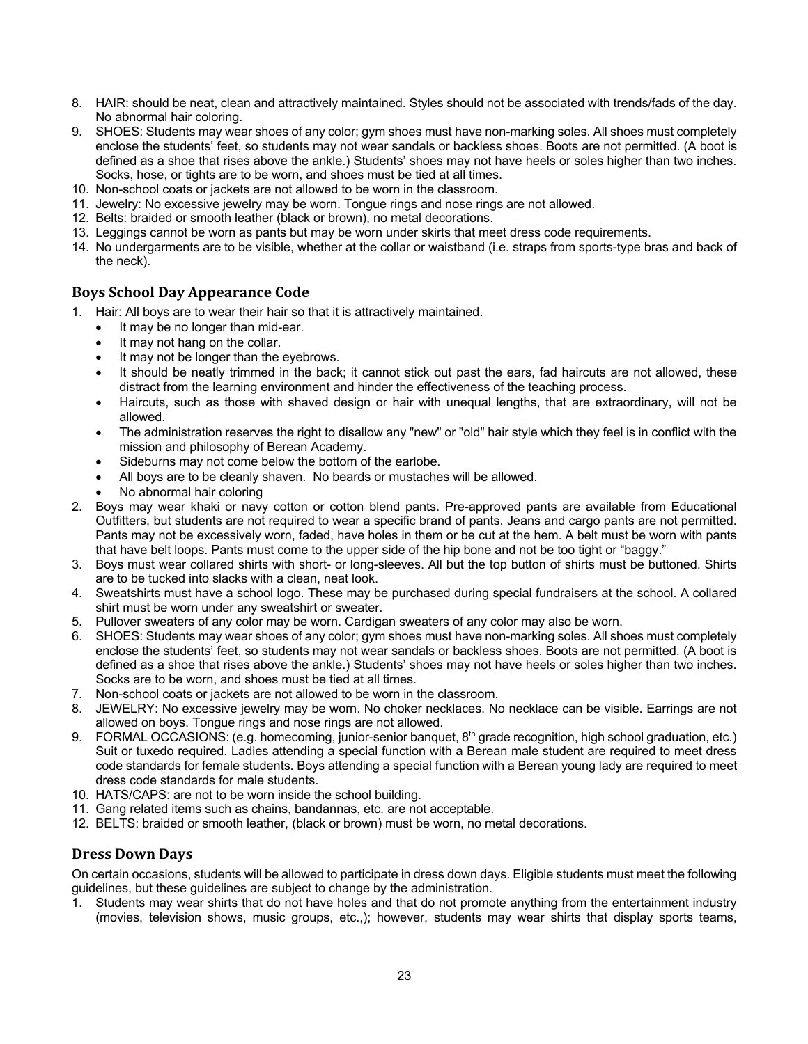8. HAIR: should be neat, clean and attractively maintained. Styles should not be associated with trends/fads of the day. No abnormal hair coloring.
9. SHOES: Students may wear shoes of any color; gym shoes must have non-marking soles. All shoes must completely enclose the students' feet, so students may not wear sandals or backless shoes. Boots are not permitted. (A boot is defined as a shoe that rises above the ankle.) Students' shoes may not have heels or soles higher than two inches. Socks, hose, or tights are to be worn, and shoes must be tied at all times.
10. Non-school coats or jackets are not allowed to be worn in the classroom.
11. Jewelry: No excessive jewelry may be worn. Tongue rings and nose rings are not allowed.
12. Belts: braided or smooth leather (black or brown), no metal decorations.
13. Leggings cannot be worn as pants but may be worn under skirts that meet dress code requirements.
14. No undergarments are to be visible, whether at the collar or waistband (i.e. straps from sports-type bras and back of the neck).

## Boys School Day Appearance Code

1. Hair: All boys are to wear their hair so that it is attractively maintained.
   - It may be no longer than mid-ear.
   - It may not hang on the collar.
   - It may not be longer than the eyebrows.
   - It should be neatly trimmed in the back; it cannot stick out past the ears, fad haircuts are not allowed, these distract from the learning environment and hinder the effectiveness of the teaching process.
   - Haircuts, such as those with shaved design or hair with unequal lengths, that are extraordinary, will not be allowed.
   - The administration reserves the right to disallow any "new" or "old" hair style which they feel is in conflict with the mission and philosophy of Berean Academy.
   - Sideburns may not come below the bottom of the earlobe.
   - All boys are to be cleanly shaven. No beards or mustaches will be allowed.
   - No abnormal hair coloring
2. Boys may wear khaki or navy cotton or cotton blend pants. Pre-approved pants are available from Educational Outfitters, but students are not required to wear a specific brand of pants. Jeans and cargo pants are not permitted. Pants may not be excessively worn, faded, have holes in them or be cut at the hem. A belt must be worn with pants that have belt loops. Pants must come to the upper side of the hip bone and not be too tight or "baggy."
3. Boys must wear collared shirts with short- or long-sleeves. All but the top button of shirts must be buttoned. Shirts are to be tucked into slacks with a clean, neat look.
4. Sweatshirts must have a school logo. These may be purchased during special fundraisers at the school. A collared shirt must be worn under any sweatshirt or sweater.
5. Pullover sweaters of any color may be worn. Cardigan sweaters of any color may also be worn.
6. SHOES: Students may wear shoes of any color; gym shoes must have non-marking soles. All shoes must completely enclose the students' feet, so students may not wear sandals or backless shoes. Boots are not permitted. (A boot is defined as a shoe that rises above the ankle.) Students' shoes may not have heels or soles higher than two inches. Socks are to be worn, and shoes must be tied at all times.
7. Non-school coats or jackets are not allowed to be worn in the classroom.
8. JEWELRY: No excessive jewelry may be worn. No choker necklaces. No necklace can be visible. Earrings are not allowed on boys. Tongue rings and nose rings are not allowed.
9. FORMAL OCCASIONS: (e.g. homecoming, junior-senior banquet, 8th grade recognition, high school graduation, etc.) Suit or tuxedo required. Ladies attending a special function with a Berean male student are required to meet dress code standards for female students. Boys attending a special function with a Berean young lady are required to meet dress code standards for male students.
10. HATS/CAPS: are not to be worn inside the school building.
11. Gang related items such as chains, bandannas, etc. are not acceptable.
12. BELTS: braided or smooth leather, (black or brown) must be worn, no metal decorations.

## Dress Down Days

On certain occasions, students will be allowed to participate in dress down days. Eligible students must meet the following guidelines, but these guidelines are subject to change by the administration.

1. Students may wear shirts that do not have holes and that do not promote anything from the entertainment industry (movies, television shows, music groups, etc.,); however, students may wear shirts that display sports teams,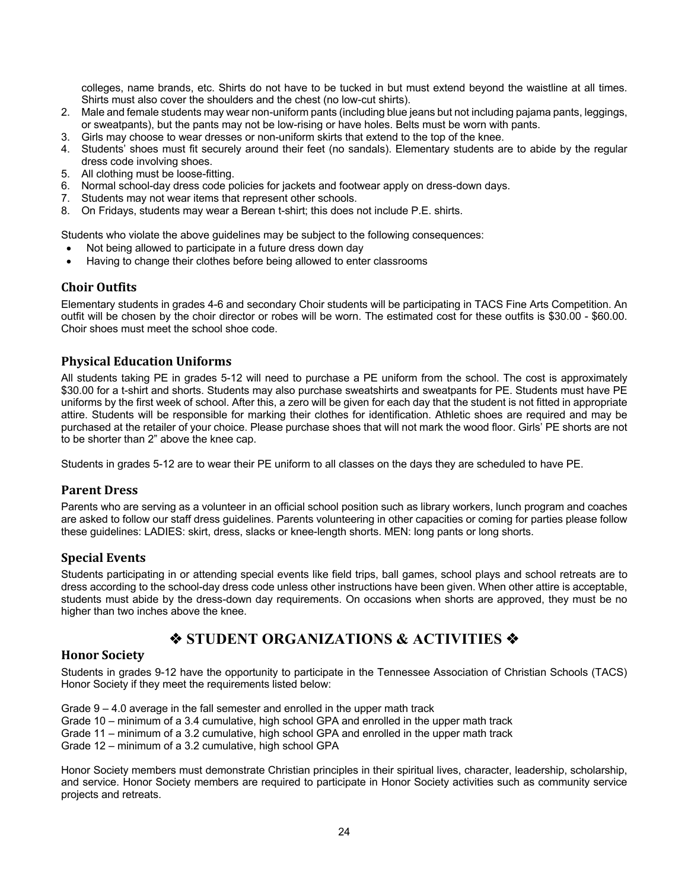colleges, name brands, etc. Shirts do not have to be tucked in but must extend beyond the waistline at all times. Shirts must also cover the shoulders and the chest (no low-cut shirts).

2. Male and female students may wear non-uniform pants (including blue jeans but not including pajama pants, leggings, or sweatpants), but the pants may not be low-rising or have holes. Belts must be worn with pants.
3. Girls may choose to wear dresses or non-uniform skirts that extend to the top of the knee.
4. Students' shoes must fit securely around their feet (no sandals). Elementary students are to abide by the regular dress code involving shoes.
5. All clothing must be loose-fitting.
6. Normal school-day dress code policies for jackets and footwear apply on dress-down days.
7. Students may not wear items that represent other schools.
8. On Fridays, students may wear a Berean t-shirt; this does not include P.E. shirts.

Students who violate the above guidelines may be subject to the following consequences:

- Not being allowed to participate in a future dress down day
- Having to change their clothes before being allowed to enter classrooms

### Choir Outfits

Elementary students in grades 4-6 and secondary Choir students will be participating in TACS Fine Arts Competition. An outfit will be chosen by the choir director or robes will be worn. The estimated cost for these outfits is $30.00 - $60.00. Choir shoes must meet the school shoe code.

### Physical Education Uniforms

All students taking PE in grades 5-12 will need to purchase a PE uniform from the school. The cost is approximately $30.00 for a t-shirt and shorts. Students may also purchase sweatshirts and sweatpants for PE. Students must have PE uniforms by the first week of school. After this, a zero will be given for each day that the student is not fitted in appropriate attire. Students will be responsible for marking their clothes for identification. Athletic shoes are required and may be purchased at the retailer of your choice. Please purchase shoes that will not mark the wood floor. Girls' PE shorts are not to be shorter than 2" above the knee cap.

Students in grades 5-12 are to wear their PE uniform to all classes on the days they are scheduled to have PE.

### Parent Dress

Parents who are serving as a volunteer in an official school position such as library workers, lunch program and coaches are asked to follow our staff dress guidelines. Parents volunteering in other capacities or coming for parties please follow these guidelines: LADIES: skirt, dress, slacks or knee-length shorts. MEN: long pants or long shorts.

### Special Events

Students participating in or attending special events like field trips, ball games, school plays and school retreats are to dress according to the school-day dress code unless other instructions have been given. When other attire is acceptable, students must abide by the dress-down day requirements. On occasions when shorts are approved, they must be no higher than two inches above the knee.

## ❖ STUDENT ORGANIZATIONS & ACTIVITIES ❖

### Honor Society

Students in grades 9-12 have the opportunity to participate in the Tennessee Association of Christian Schools (TACS) Honor Society if they meet the requirements listed below:

Grade 9 – 4.0 average in the fall semester and enrolled in the upper math track
Grade 10 – minimum of a 3.4 cumulative, high school GPA and enrolled in the upper math track
Grade 11 – minimum of a 3.2 cumulative, high school GPA and enrolled in the upper math track
Grade 12 – minimum of a 3.2 cumulative, high school GPA

Honor Society members must demonstrate Christian principles in their spiritual lives, character, leadership, scholarship, and service. Honor Society members are required to participate in Honor Society activities such as community service projects and retreats.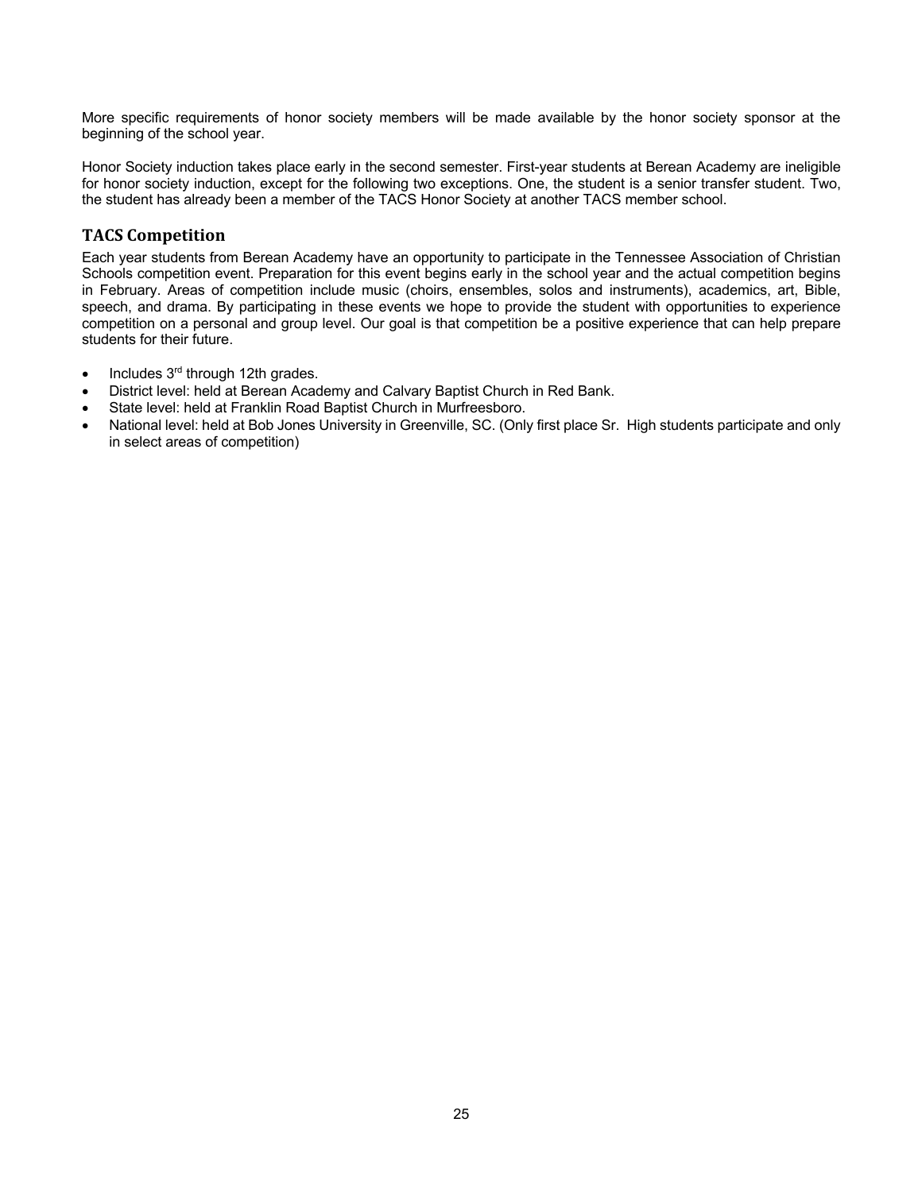More specific requirements of honor society members will be made available by the honor society sponsor at the beginning of the school year.

Honor Society induction takes place early in the second semester. First-year students at Berean Academy are ineligible for honor society induction, except for the following two exceptions. One, the student is a senior transfer student. Two, the student has already been a member of the TACS Honor Society at another TACS member school.

## TACS Competition

Each year students from Berean Academy have an opportunity to participate in the Tennessee Association of Christian Schools competition event. Preparation for this event begins early in the school year and the actual competition begins in February. Areas of competition include music (choirs, ensembles, solos and instruments), academics, art, Bible, speech, and drama. By participating in these events we hope to provide the student with opportunities to experience competition on a personal and group level. Our goal is that competition be a positive experience that can help prepare students for their future.

- Includes 3rd through 12th grades.
- District level: held at Berean Academy and Calvary Baptist Church in Red Bank.
- State level: held at Franklin Road Baptist Church in Murfreesboro.
- National level: held at Bob Jones University in Greenville, SC. (Only first place Sr. High students participate and only in select areas of competition)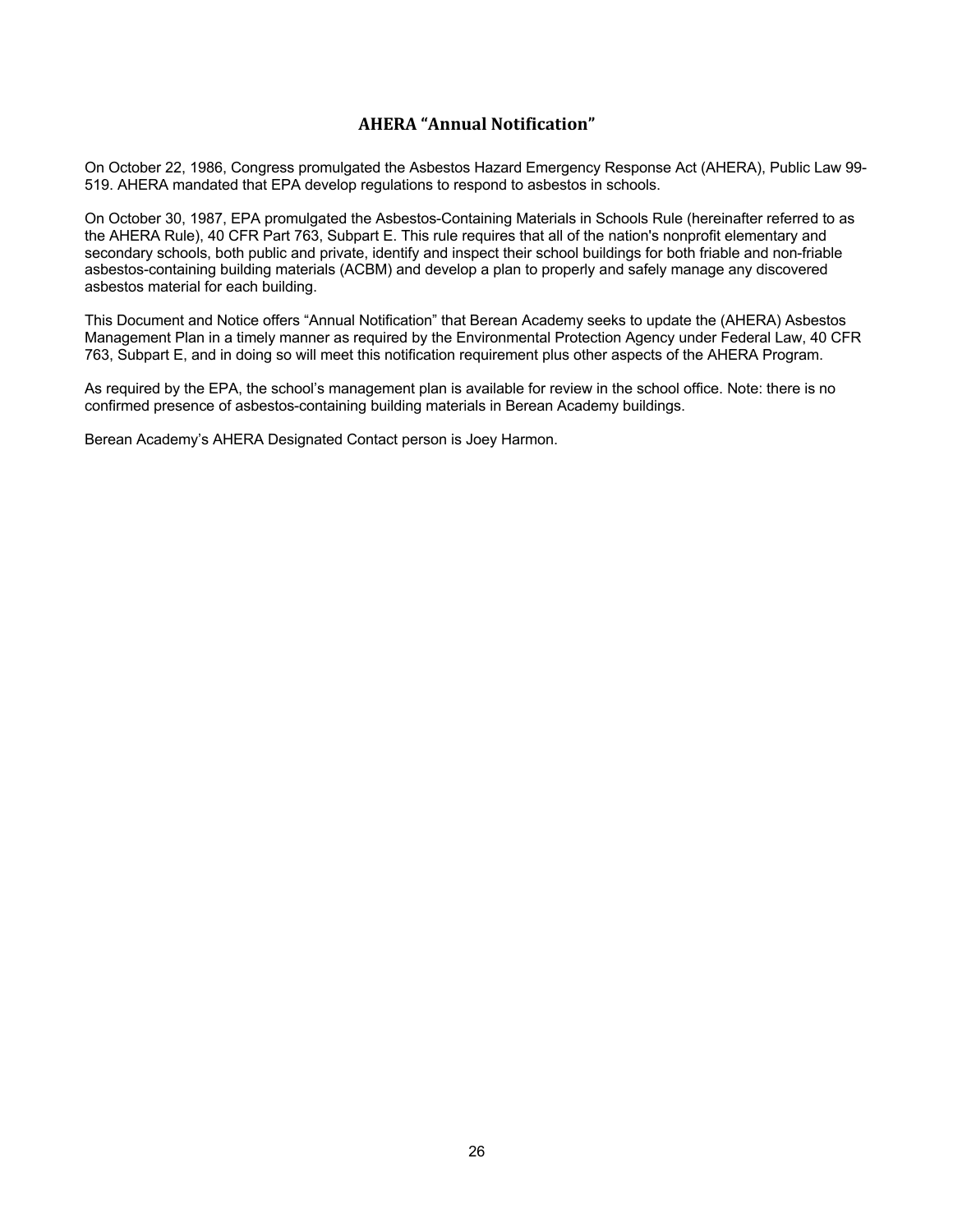# AHERA "Annual Notification"

On October 22, 1986, Congress promulgated the Asbestos Hazard Emergency Response Act (AHERA), Public Law 99-519. AHERA mandated that EPA develop regulations to respond to asbestos in schools.

On October 30, 1987, EPA promulgated the Asbestos-Containing Materials in Schools Rule (hereinafter referred to as the AHERA Rule), 40 CFR Part 763, Subpart E. This rule requires that all of the nation's nonprofit elementary and secondary schools, both public and private, identify and inspect their school buildings for both friable and non-friable asbestos-containing building materials (ACBM) and develop a plan to properly and safely manage any discovered asbestos material for each building.

This Document and Notice offers "Annual Notification" that Berean Academy seeks to update the (AHERA) Asbestos Management Plan in a timely manner as required by the Environmental Protection Agency under Federal Law, 40 CFR 763, Subpart E, and in doing so will meet this notification requirement plus other aspects of the AHERA Program.

As required by the EPA, the school's management plan is available for review in the school office. Note: there is no confirmed presence of asbestos-containing building materials in Berean Academy buildings.

Berean Academy's AHERA Designated Contact person is Joey Harmon.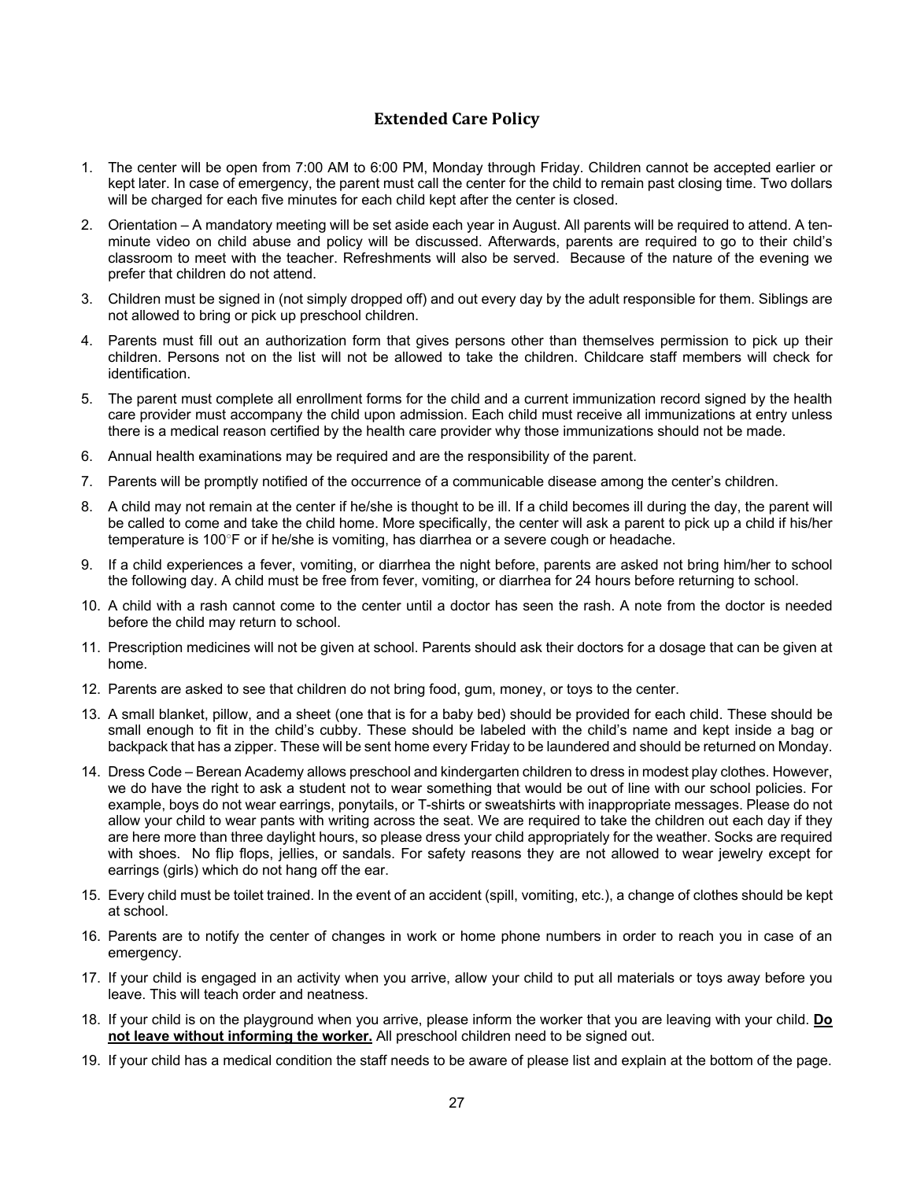## Extended Care Policy

1. The center will be open from 7:00 AM to 6:00 PM, Monday through Friday. Children cannot be accepted earlier or kept later. In case of emergency, the parent must call the center for the child to remain past closing time. Two dollars will be charged for each five minutes for each child kept after the center is closed.
2. Orientation – A mandatory meeting will be set aside each year in August. All parents will be required to attend. A ten-minute video on child abuse and policy will be discussed. Afterwards, parents are required to go to their child's classroom to meet with the teacher. Refreshments will also be served. Because of the nature of the evening we prefer that children do not attend.
3. Children must be signed in (not simply dropped off) and out every day by the adult responsible for them. Siblings are not allowed to bring or pick up preschool children.
4. Parents must fill out an authorization form that gives persons other than themselves permission to pick up their children. Persons not on the list will not be allowed to take the children. Childcare staff members will check for identification.
5. The parent must complete all enrollment forms for the child and a current immunization record signed by the health care provider must accompany the child upon admission. Each child must receive all immunizations at entry unless there is a medical reason certified by the health care provider why those immunizations should not be made.
6. Annual health examinations may be required and are the responsibility of the parent.
7. Parents will be promptly notified of the occurrence of a communicable disease among the center's children.
8. A child may not remain at the center if he/she is thought to be ill. If a child becomes ill during the day, the parent will be called to come and take the child home. More specifically, the center will ask a parent to pick up a child if his/her temperature is 100°F or if he/she is vomiting, has diarrhea or a severe cough or headache.
9. If a child experiences a fever, vomiting, or diarrhea the night before, parents are asked not bring him/her to school the following day. A child must be free from fever, vomiting, or diarrhea for 24 hours before returning to school.
10. A child with a rash cannot come to the center until a doctor has seen the rash. A note from the doctor is needed before the child may return to school.
11. Prescription medicines will not be given at school. Parents should ask their doctors for a dosage that can be given at home.
12. Parents are asked to see that children do not bring food, gum, money, or toys to the center.
13. A small blanket, pillow, and a sheet (one that is for a baby bed) should be provided for each child. These should be small enough to fit in the child's cubby. These should be labeled with the child's name and kept inside a bag or backpack that has a zipper. These will be sent home every Friday to be laundered and should be returned on Monday.
14. Dress Code – Berean Academy allows preschool and kindergarten children to dress in modest play clothes. However, we do have the right to ask a student not to wear something that would be out of line with our school policies. For example, boys do not wear earrings, ponytails, or T-shirts or sweatshirts with inappropriate messages. Please do not allow your child to wear pants with writing across the seat. We are required to take the children out each day if they are here more than three daylight hours, so please dress your child appropriately for the weather. Socks are required with shoes. No flip flops, jellies, or sandals. For safety reasons they are not allowed to wear jewelry except for earrings (girls) which do not hang off the ear.
15. Every child must be toilet trained. In the event of an accident (spill, vomiting, etc.), a change of clothes should be kept at school.
16. Parents are to notify the center of changes in work or home phone numbers in order to reach you in case of an emergency.
17. If your child is engaged in an activity when you arrive, allow your child to put all materials or toys away before you leave. This will teach order and neatness.
18. If your child is on the playground when you arrive, please inform the worker that you are leaving with your child. **<u>Do not leave without informing the worker.</u>** All preschool children need to be signed out.
19. If your child has a medical condition the staff needs to be aware of please list and explain at the bottom of the page.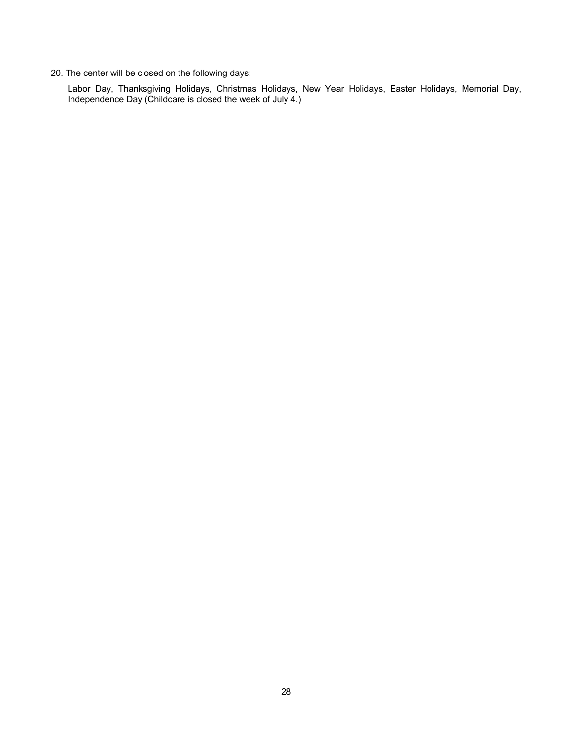20. The center will be closed on the following days:

    Labor Day, Thanksgiving Holidays, Christmas Holidays, New Year Holidays, Easter Holidays, Memorial Day, Independence Day (Childcare is closed the week of July 4.)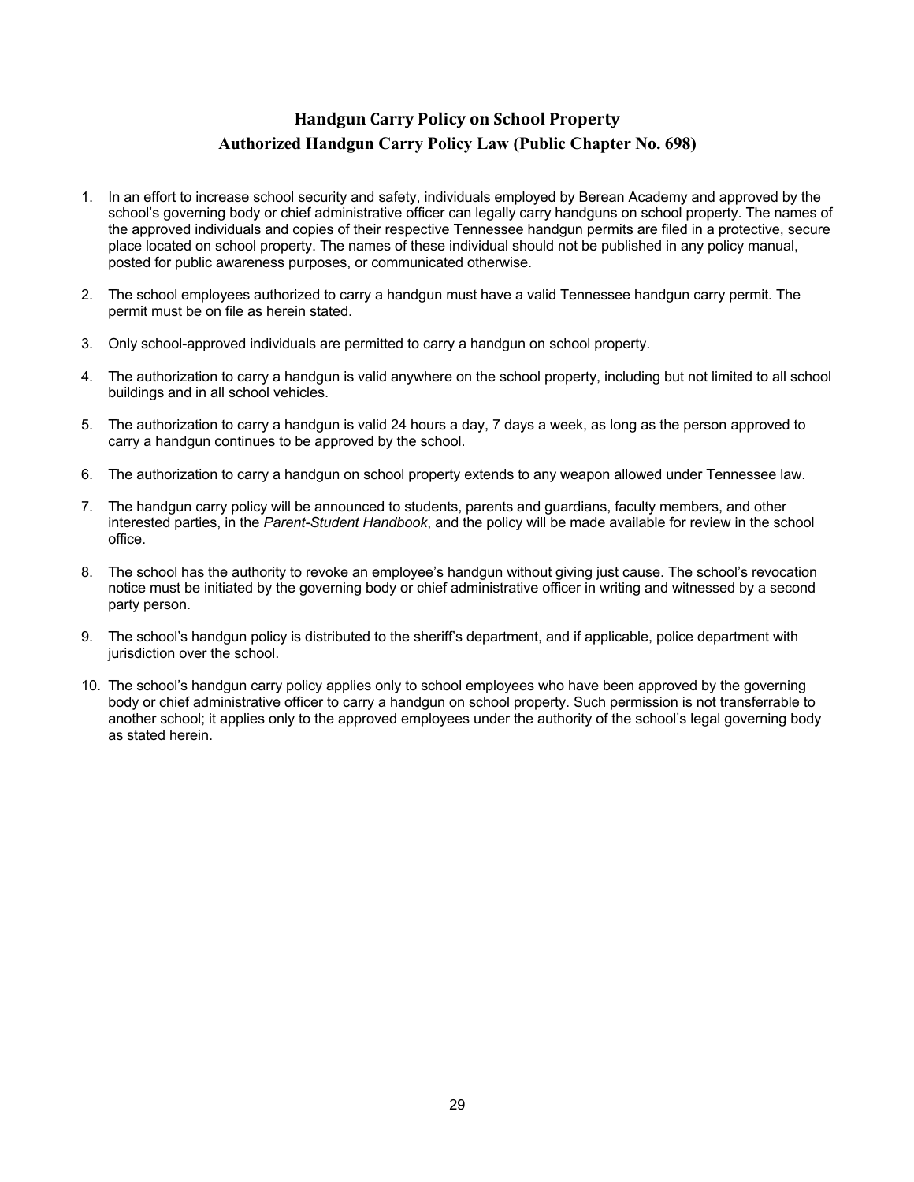# Handgun Carry Policy on School Property

## Authorized Handgun Carry Policy Law (Public Chapter No. 698)

1. In an effort to increase school security and safety, individuals employed by Berean Academy and approved by the school's governing body or chief administrative officer can legally carry handguns on school property. The names of the approved individuals and copies of their respective Tennessee handgun permits are filed in a protective, secure place located on school property. The names of these individual should not be published in any policy manual, posted for public awareness purposes, or communicated otherwise.

2. The school employees authorized to carry a handgun must have a valid Tennessee handgun carry permit. The permit must be on file as herein stated.

3. Only school-approved individuals are permitted to carry a handgun on school property.

4. The authorization to carry a handgun is valid anywhere on the school property, including but not limited to all school buildings and in all school vehicles.

5. The authorization to carry a handgun is valid 24 hours a day, 7 days a week, as long as the person approved to carry a handgun continues to be approved by the school.

6. The authorization to carry a handgun on school property extends to any weapon allowed under Tennessee law.

7. The handgun carry policy will be announced to students, parents and guardians, faculty members, and other interested parties, in the *Parent-Student Handbook*, and the policy will be made available for review in the school office.

8. The school has the authority to revoke an employee's handgun without giving just cause. The school's revocation notice must be initiated by the governing body or chief administrative officer in writing and witnessed by a second party person.

9. The school's handgun policy is distributed to the sheriff's department, and if applicable, police department with jurisdiction over the school.

10. The school's handgun carry policy applies only to school employees who have been approved by the governing body or chief administrative officer to carry a handgun on school property. Such permission is not transferrable to another school; it applies only to the approved employees under the authority of the school's legal governing body as stated herein.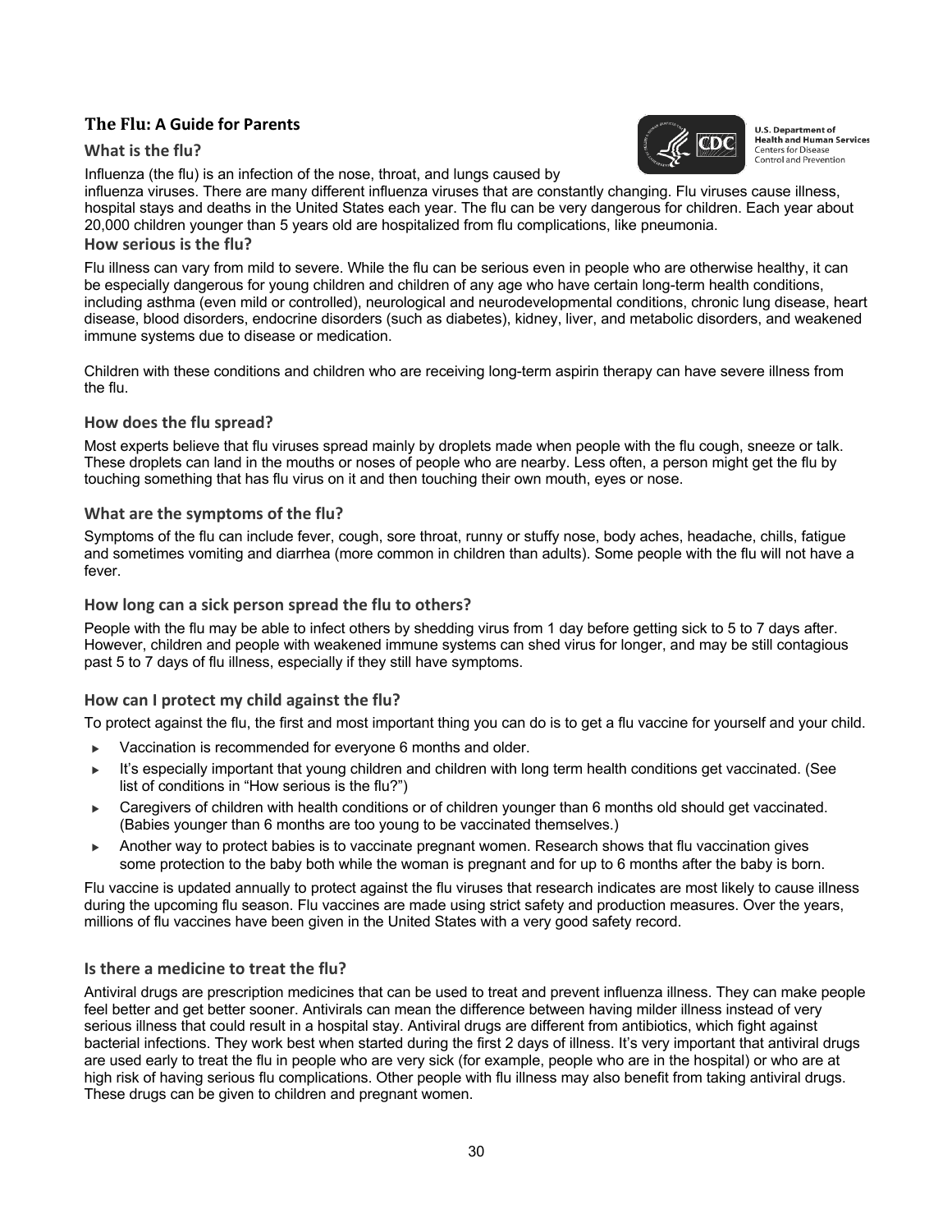# The Flu: A Guide for Parents

U.S. Department of Health and Human Services
Centers for Disease Control and Prevention

## What is the flu?

Influenza (the flu) is an infection of the nose, throat, and lungs caused by influenza viruses. There are many different influenza viruses that are constantly changing. Flu viruses cause illness, hospital stays and deaths in the United States each year. The flu can be very dangerous for children. Each year about 20,000 children younger than 5 years old are hospitalized from flu complications, like pneumonia.

## How serious is the flu?

Flu illness can vary from mild to severe. While the flu can be serious even in people who are otherwise healthy, it can be especially dangerous for young children and children of any age who have certain long-term health conditions, including asthma (even mild or controlled), neurological and neurodevelopmental conditions, chronic lung disease, heart disease, blood disorders, endocrine disorders (such as diabetes), kidney, liver, and metabolic disorders, and weakened immune systems due to disease or medication.

Children with these conditions and children who are receiving long-term aspirin therapy can have severe illness from the flu.

## How does the flu spread?

Most experts believe that flu viruses spread mainly by droplets made when people with the flu cough, sneeze or talk. These droplets can land in the mouths or noses of people who are nearby. Less often, a person might get the flu by touching something that has flu virus on it and then touching their own mouth, eyes or nose.

## What are the symptoms of the flu?

Symptoms of the flu can include fever, cough, sore throat, runny or stuffy nose, body aches, headache, chills, fatigue and sometimes vomiting and diarrhea (more common in children than adults). Some people with the flu will not have a fever.

## How long can a sick person spread the flu to others?

People with the flu may be able to infect others by shedding virus from 1 day before getting sick to 5 to 7 days after. However, children and people with weakened immune systems can shed virus for longer, and may be still contagious past 5 to 7 days of flu illness, especially if they still have symptoms.

## How can I protect my child against the flu?

To protect against the flu, the first and most important thing you can do is to get a flu vaccine for yourself and your child.

- Vaccination is recommended for everyone 6 months and older.
- It's especially important that young children and children with long term health conditions get vaccinated. (See list of conditions in "How serious is the flu?")
- Caregivers of children with health conditions or of children younger than 6 months old should get vaccinated. (Babies younger than 6 months are too young to be vaccinated themselves.)
- Another way to protect babies is to vaccinate pregnant women. Research shows that flu vaccination gives some protection to the baby both while the woman is pregnant and for up to 6 months after the baby is born.

Flu vaccine is updated annually to protect against the flu viruses that research indicates are most likely to cause illness during the upcoming flu season. Flu vaccines are made using strict safety and production measures. Over the years, millions of flu vaccines have been given in the United States with a very good safety record.

## Is there a medicine to treat the flu?

Antiviral drugs are prescription medicines that can be used to treat and prevent influenza illness. They can make people feel better and get better sooner. Antivirals can mean the difference between having milder illness instead of very serious illness that could result in a hospital stay. Antiviral drugs are different from antibiotics, which fight against bacterial infections. They work best when started during the first 2 days of illness. It's very important that antiviral drugs are used early to treat the flu in people who are very sick (for example, people who are in the hospital) or who are at high risk of having serious flu complications. Other people with flu illness may also benefit from taking antiviral drugs. These drugs can be given to children and pregnant women.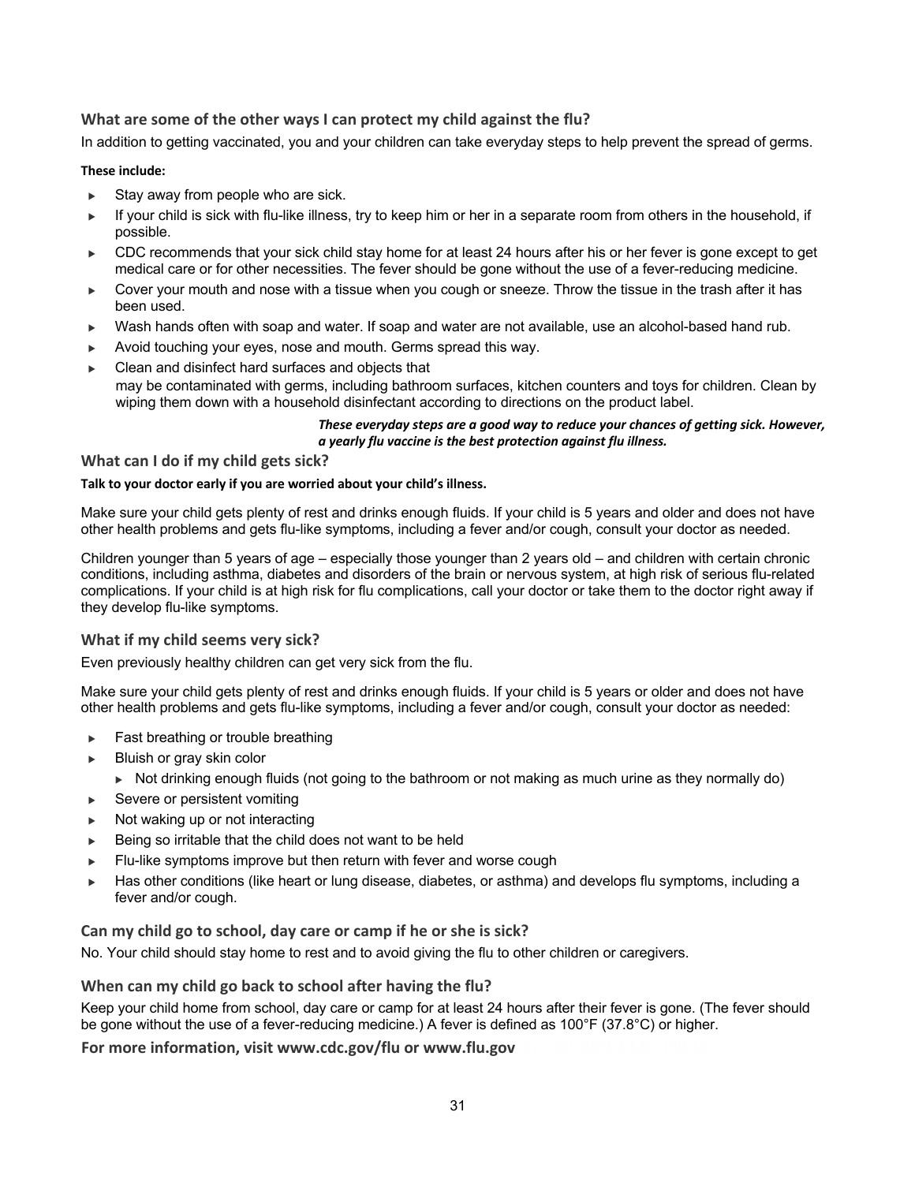## What are some of the other ways I can protect my child against the flu?

In addition to getting vaccinated, you and your children can take everyday steps to help prevent the spread of germs.

**These include:**

- Stay away from people who are sick.
- If your child is sick with flu-like illness, try to keep him or her in a separate room from others in the household, if possible.
- CDC recommends that your sick child stay home for at least 24 hours after his or her fever is gone except to get medical care or for other necessities. The fever should be gone without the use of a fever-reducing medicine.
- Cover your mouth and nose with a tissue when you cough or sneeze. Throw the tissue in the trash after it has been used.
- Wash hands often with soap and water. If soap and water are not available, use an alcohol-based hand rub.
- Avoid touching your eyes, nose and mouth. Germs spread this way.
- Clean and disinfect hard surfaces and objects that may be contaminated with germs, including bathroom surfaces, kitchen counters and toys for children. Clean by wiping them down with a household disinfectant according to directions on the product label.

***These everyday steps are a good way to reduce your chances of getting sick. However, a yearly flu vaccine is the best protection against flu illness.***

## What can I do if my child gets sick?

**Talk to your doctor early if you are worried about your child's illness.**

Make sure your child gets plenty of rest and drinks enough fluids. If your child is 5 years and older and does not have other health problems and gets flu-like symptoms, including a fever and/or cough, consult your doctor as needed.

Children younger than 5 years of age – especially those younger than 2 years old – and children with certain chronic conditions, including asthma, diabetes and disorders of the brain or nervous system, at high risk of serious flu-related complications. If your child is at high risk for flu complications, call your doctor or take them to the doctor right away if they develop flu-like symptoms.

## What if my child seems very sick?

Even previously healthy children can get very sick from the flu.

Make sure your child gets plenty of rest and drinks enough fluids. If your child is 5 years or older and does not have other health problems and gets flu-like symptoms, including a fever and/or cough, consult your doctor as needed:

- Fast breathing or trouble breathing
- Bluish or gray skin color
  - Not drinking enough fluids (not going to the bathroom or not making as much urine as they normally do)
- Severe or persistent vomiting
- Not waking up or not interacting
- Being so irritable that the child does not want to be held
- Flu-like symptoms improve but then return with fever and worse cough
- Has other conditions (like heart or lung disease, diabetes, or asthma) and develops flu symptoms, including a fever and/or cough.

## Can my child go to school, day care or camp if he or she is sick?

No. Your child should stay home to rest and to avoid giving the flu to other children or caregivers.

## When can my child go back to school after having the flu?

Keep your child home from school, day care or camp for at least 24 hours after their fever is gone. (The fever should be gone without the use of a fever-reducing medicine.) A fever is defined as 100°F (37.8°C) or higher.

**For more information, visit www.cdc.gov/flu or www.flu.gov**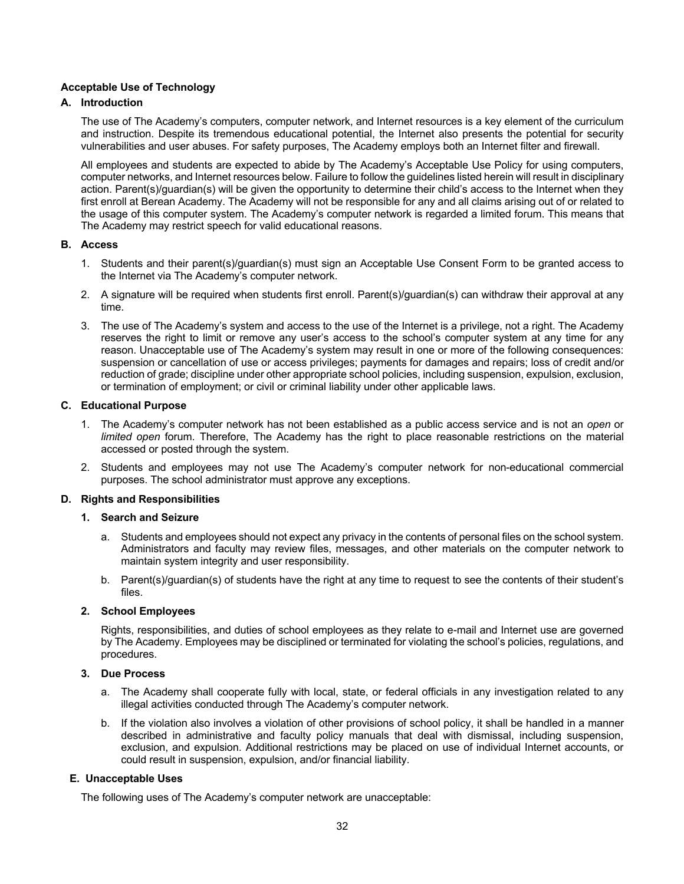**Acceptable Use of Technology**

**A. Introduction**

The use of The Academy's computers, computer network, and Internet resources is a key element of the curriculum and instruction. Despite its tremendous educational potential, the Internet also presents the potential for security vulnerabilities and user abuses. For safety purposes, The Academy employs both an Internet filter and firewall.

All employees and students are expected to abide by The Academy's Acceptable Use Policy for using computers, computer networks, and Internet resources below. Failure to follow the guidelines listed herein will result in disciplinary action. Parent(s)/guardian(s) will be given the opportunity to determine their child's access to the Internet when they first enroll at Berean Academy. The Academy will not be responsible for any and all claims arising out of or related to the usage of this computer system. The Academy's computer network is regarded a limited forum. This means that The Academy may restrict speech for valid educational reasons.

**B. Access**

1. Students and their parent(s)/guardian(s) must sign an Acceptable Use Consent Form to be granted access to the Internet via The Academy's computer network.
2. A signature will be required when students first enroll. Parent(s)/guardian(s) can withdraw their approval at any time.
3. The use of The Academy's system and access to the use of the Internet is a privilege, not a right. The Academy reserves the right to limit or remove any user's access to the school's computer system at any time for any reason. Unacceptable use of The Academy's system may result in one or more of the following consequences: suspension or cancellation of use or access privileges; payments for damages and repairs; loss of credit and/or reduction of grade; discipline under other appropriate school policies, including suspension, expulsion, exclusion, or termination of employment; or civil or criminal liability under other applicable laws.

**C. Educational Purpose**

1. The Academy's computer network has not been established as a public access service and is not an *open* or *limited open* forum. Therefore, The Academy has the right to place reasonable restrictions on the material accessed or posted through the system.
2. Students and employees may not use The Academy's computer network for non-educational commercial purposes. The school administrator must approve any exceptions.

**D. Rights and Responsibilities**

**1. Search and Seizure**

a. Students and employees should not expect any privacy in the contents of personal files on the school system. Administrators and faculty may review files, messages, and other materials on the computer network to maintain system integrity and user responsibility.

b. Parent(s)/guardian(s) of students have the right at any time to request to see the contents of their student's files.

**2. School Employees**

Rights, responsibilities, and duties of school employees as they relate to e-mail and Internet use are governed by The Academy. Employees may be disciplined or terminated for violating the school's policies, regulations, and procedures.

**3. Due Process**

a. The Academy shall cooperate fully with local, state, or federal officials in any investigation related to any illegal activities conducted through The Academy's computer network.

b. If the violation also involves a violation of other provisions of school policy, it shall be handled in a manner described in administrative and faculty policy manuals that deal with dismissal, including suspension, exclusion, and expulsion. Additional restrictions may be placed on use of individual Internet accounts, or could result in suspension, expulsion, and/or financial liability.

**E. Unacceptable Uses**

The following uses of The Academy's computer network are unacceptable: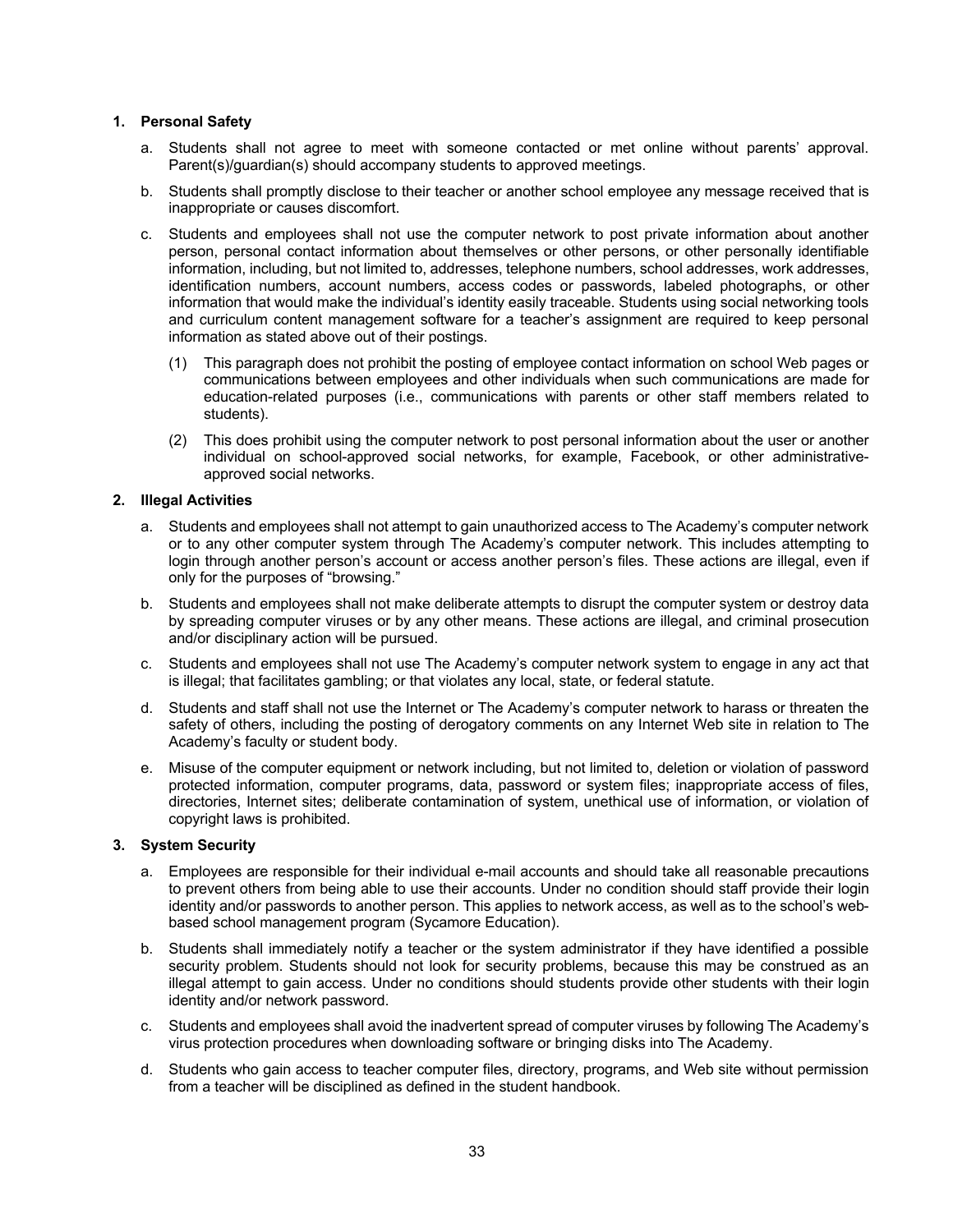**1. Personal Safety**

a. Students shall not agree to meet with someone contacted or met online without parents' approval. Parent(s)/guardian(s) should accompany students to approved meetings.

b. Students shall promptly disclose to their teacher or another school employee any message received that is inappropriate or causes discomfort.

c. Students and employees shall not use the computer network to post private information about another person, personal contact information about themselves or other persons, or other personally identifiable information, including, but not limited to, addresses, telephone numbers, school addresses, work addresses, identification numbers, account numbers, access codes or passwords, labeled photographs, or other information that would make the individual's identity easily traceable. Students using social networking tools and curriculum content management software for a teacher's assignment are required to keep personal information as stated above out of their postings.

   (1) This paragraph does not prohibit the posting of employee contact information on school Web pages or communications between employees and other individuals when such communications are made for education-related purposes (i.e., communications with parents or other staff members related to students).

   (2) This does prohibit using the computer network to post personal information about the user or another individual on school-approved social networks, for example, Facebook, or other administrative-approved social networks.

**2. Illegal Activities**

a. Students and employees shall not attempt to gain unauthorized access to The Academy's computer network or to any other computer system through The Academy's computer network. This includes attempting to login through another person's account or access another person's files. These actions are illegal, even if only for the purposes of "browsing."

b. Students and employees shall not make deliberate attempts to disrupt the computer system or destroy data by spreading computer viruses or by any other means. These actions are illegal, and criminal prosecution and/or disciplinary action will be pursued.

c. Students and employees shall not use The Academy's computer network system to engage in any act that is illegal; that facilitates gambling; or that violates any local, state, or federal statute.

d. Students and staff shall not use the Internet or The Academy's computer network to harass or threaten the safety of others, including the posting of derogatory comments on any Internet Web site in relation to The Academy's faculty or student body.

e. Misuse of the computer equipment or network including, but not limited to, deletion or violation of password protected information, computer programs, data, password or system files; inappropriate access of files, directories, Internet sites; deliberate contamination of system, unethical use of information, or violation of copyright laws is prohibited.

**3. System Security**

a. Employees are responsible for their individual e-mail accounts and should take all reasonable precautions to prevent others from being able to use their accounts. Under no condition should staff provide their login identity and/or passwords to another person. This applies to network access, as well as to the school's web-based school management program (Sycamore Education).

b. Students shall immediately notify a teacher or the system administrator if they have identified a possible security problem. Students should not look for security problems, because this may be construed as an illegal attempt to gain access. Under no conditions should students provide other students with their login identity and/or network password.

c. Students and employees shall avoid the inadvertent spread of computer viruses by following The Academy's virus protection procedures when downloading software or bringing disks into The Academy.

d. Students who gain access to teacher computer files, directory, programs, and Web site without permission from a teacher will be disciplined as defined in the student handbook.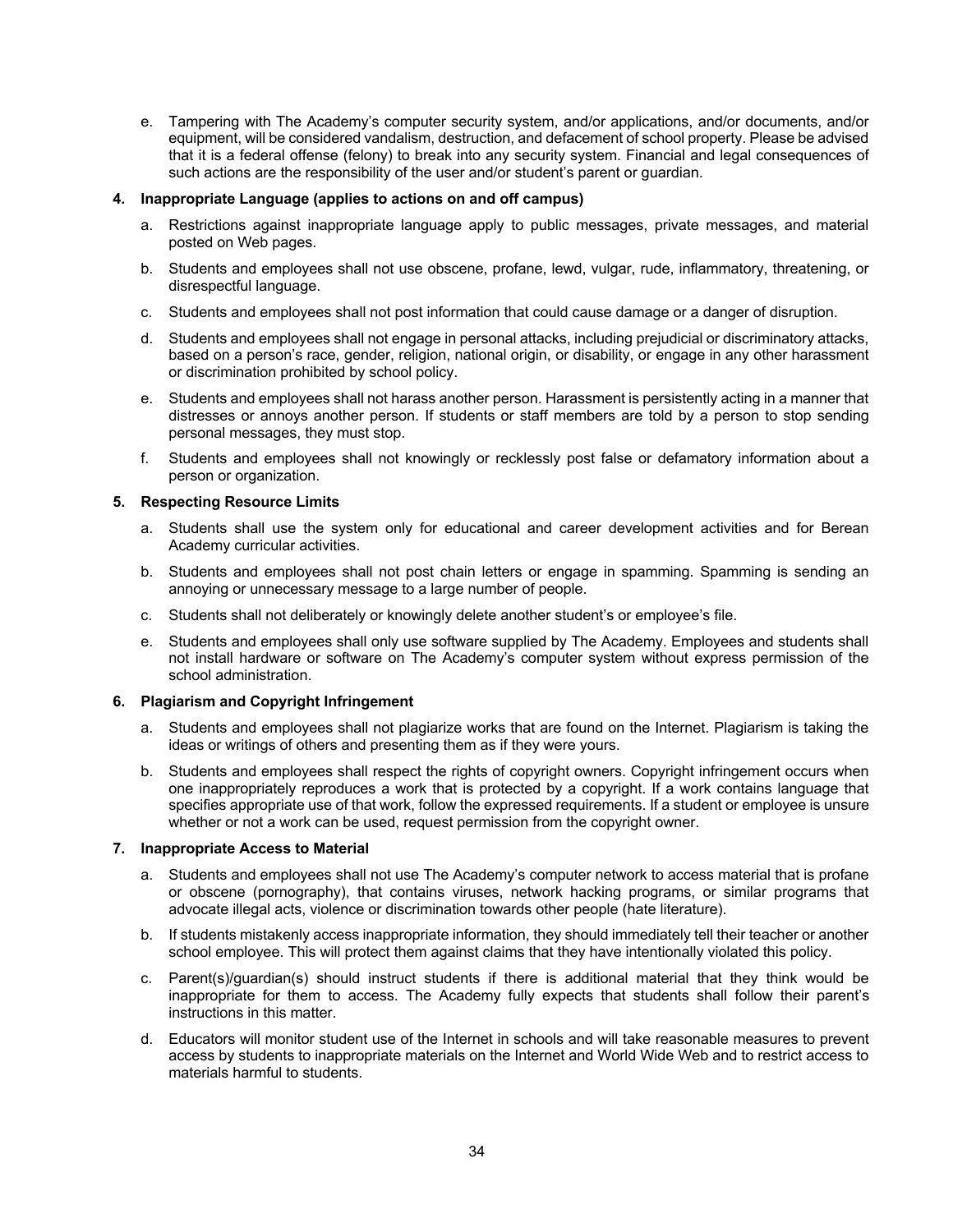e. Tampering with The Academy's computer security system, and/or applications, and/or documents, and/or equipment, will be considered vandalism, destruction, and defacement of school property. Please be advised that it is a federal offense (felony) to break into any security system. Financial and legal consequences of such actions are the responsibility of the user and/or student's parent or guardian.

**4. Inappropriate Language (applies to actions on and off campus)**

a. Restrictions against inappropriate language apply to public messages, private messages, and material posted on Web pages.

b. Students and employees shall not use obscene, profane, lewd, vulgar, rude, inflammatory, threatening, or disrespectful language.

c. Students and employees shall not post information that could cause damage or a danger of disruption.

d. Students and employees shall not engage in personal attacks, including prejudicial or discriminatory attacks, based on a person's race, gender, religion, national origin, or disability, or engage in any other harassment or discrimination prohibited by school policy.

e. Students and employees shall not harass another person. Harassment is persistently acting in a manner that distresses or annoys another person. If students or staff members are told by a person to stop sending personal messages, they must stop.

f. Students and employees shall not knowingly or recklessly post false or defamatory information about a person or organization.

**5. Respecting Resource Limits**

a. Students shall use the system only for educational and career development activities and for Berean Academy curricular activities.

b. Students and employees shall not post chain letters or engage in spamming. Spamming is sending an annoying or unnecessary message to a large number of people.

c. Students shall not deliberately or knowingly delete another student's or employee's file.

e. Students and employees shall only use software supplied by The Academy. Employees and students shall not install hardware or software on The Academy's computer system without express permission of the school administration.

**6. Plagiarism and Copyright Infringement**

a. Students and employees shall not plagiarize works that are found on the Internet. Plagiarism is taking the ideas or writings of others and presenting them as if they were yours.

b. Students and employees shall respect the rights of copyright owners. Copyright infringement occurs when one inappropriately reproduces a work that is protected by a copyright. If a work contains language that specifies appropriate use of that work, follow the expressed requirements. If a student or employee is unsure whether or not a work can be used, request permission from the copyright owner.

**7. Inappropriate Access to Material**

a. Students and employees shall not use The Academy's computer network to access material that is profane or obscene (pornography), that contains viruses, network hacking programs, or similar programs that advocate illegal acts, violence or discrimination towards other people (hate literature).

b. If students mistakenly access inappropriate information, they should immediately tell their teacher or another school employee. This will protect them against claims that they have intentionally violated this policy.

c. Parent(s)/guardian(s) should instruct students if there is additional material that they think would be inappropriate for them to access. The Academy fully expects that students shall follow their parent's instructions in this matter.

d. Educators will monitor student use of the Internet in schools and will take reasonable measures to prevent access by students to inappropriate materials on the Internet and World Wide Web and to restrict access to materials harmful to students.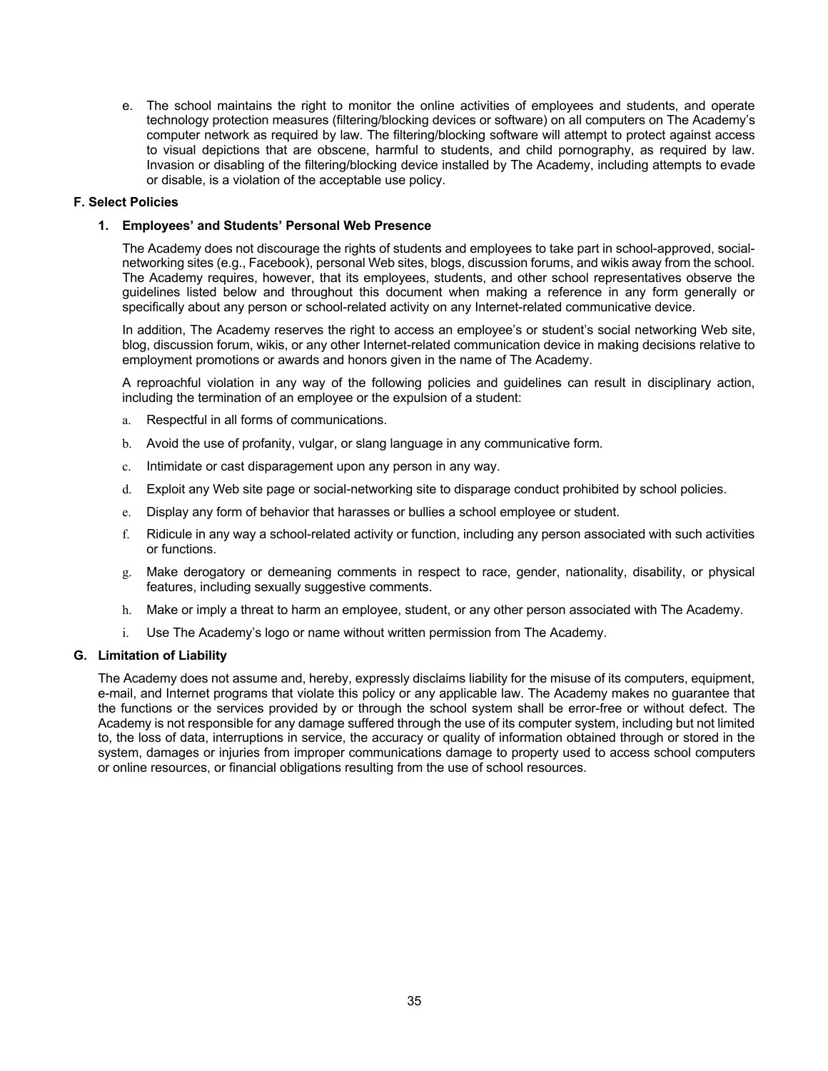e. The school maintains the right to monitor the online activities of employees and students, and operate technology protection measures (filtering/blocking devices or software) on all computers on The Academy's computer network as required by law. The filtering/blocking software will attempt to protect against access to visual depictions that are obscene, harmful to students, and child pornography, as required by law. Invasion or disabling of the filtering/blocking device installed by The Academy, including attempts to evade or disable, is a violation of the acceptable use policy.

## F. Select Policies

### 1. Employees' and Students' Personal Web Presence

The Academy does not discourage the rights of students and employees to take part in school-approved, social-networking sites (e.g., Facebook), personal Web sites, blogs, discussion forums, and wikis away from the school. The Academy requires, however, that its employees, students, and other school representatives observe the guidelines listed below and throughout this document when making a reference in any form generally or specifically about any person or school-related activity on any Internet-related communicative device.

In addition, The Academy reserves the right to access an employee's or student's social networking Web site, blog, discussion forum, wikis, or any other Internet-related communication device in making decisions relative to employment promotions or awards and honors given in the name of The Academy.

A reproachful violation in any way of the following policies and guidelines can result in disciplinary action, including the termination of an employee or the expulsion of a student:

a. Respectful in all forms of communications.

b. Avoid the use of profanity, vulgar, or slang language in any communicative form.

c. Intimidate or cast disparagement upon any person in any way.

d. Exploit any Web site page or social-networking site to disparage conduct prohibited by school policies.

e. Display any form of behavior that harasses or bullies a school employee or student.

f. Ridicule in any way a school-related activity or function, including any person associated with such activities or functions.

g. Make derogatory or demeaning comments in respect to race, gender, nationality, disability, or physical features, including sexually suggestive comments.

h. Make or imply a threat to harm an employee, student, or any other person associated with The Academy.

i. Use The Academy's logo or name without written permission from The Academy.

## G. Limitation of Liability

The Academy does not assume and, hereby, expressly disclaims liability for the misuse of its computers, equipment, e-mail, and Internet programs that violate this policy or any applicable law. The Academy makes no guarantee that the functions or the services provided by or through the school system shall be error-free or without defect. The Academy is not responsible for any damage suffered through the use of its computer system, including but not limited to, the loss of data, interruptions in service, the accuracy or quality of information obtained through or stored in the system, damages or injuries from improper communications damage to property used to access school computers or online resources, or financial obligations resulting from the use of school resources.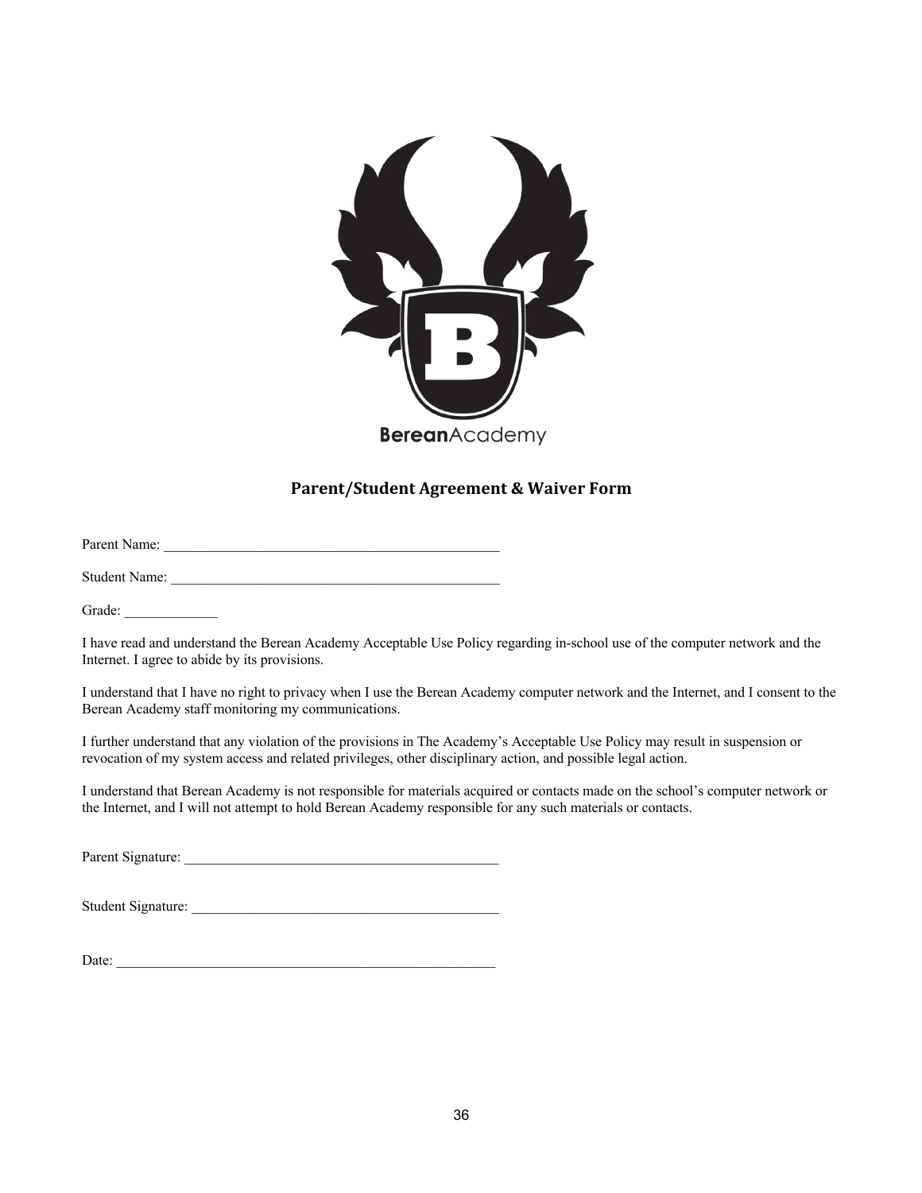BereanAcademy

## Parent/Student Agreement & Waiver Form

Parent Name: _______________________________________________

Student Name: ______________________________________________

Grade: _____________

I have read and understand the Berean Academy Acceptable Use Policy regarding in-school use of the computer network and the Internet. I agree to abide by its provisions.

I understand that I have no right to privacy when I use the Berean Academy computer network and the Internet, and I consent to the Berean Academy staff monitoring my communications.

I further understand that any violation of the provisions in The Academy's Acceptable Use Policy may result in suspension or revocation of my system access and related privileges, other disciplinary action, and possible legal action.

I understand that Berean Academy is not responsible for materials acquired or contacts made on the school's computer network or the Internet, and I will not attempt to hold Berean Academy responsible for any such materials or contacts.

Parent Signature: ____________________________________________

Student Signature: ___________________________________________

Date: _______________________________________________________